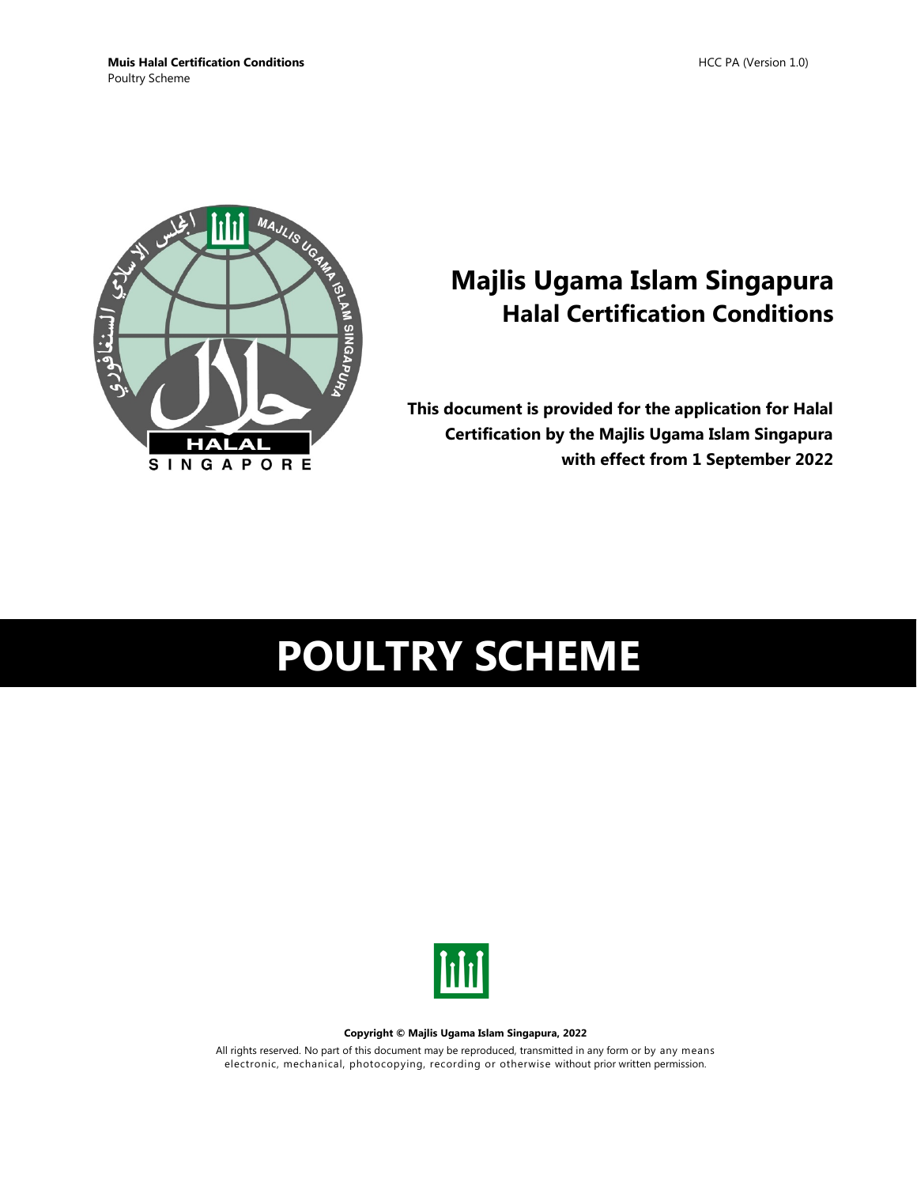# Majlis Ugama Islam Singapura
## Halal Certification Conditions

**This document is provided for the application for Halal Certification by the Majlis Ugama Islam Singapura with effect from 1 September 2022**

# POULTRY SCHEME

**Copyright © Majlis Ugama Islam Singapura, 2022**

All rights reserved. No part of this document may be reproduced, transmitted in any form or by any means electronic, mechanical, photocopying, recording or otherwise without prior written permission.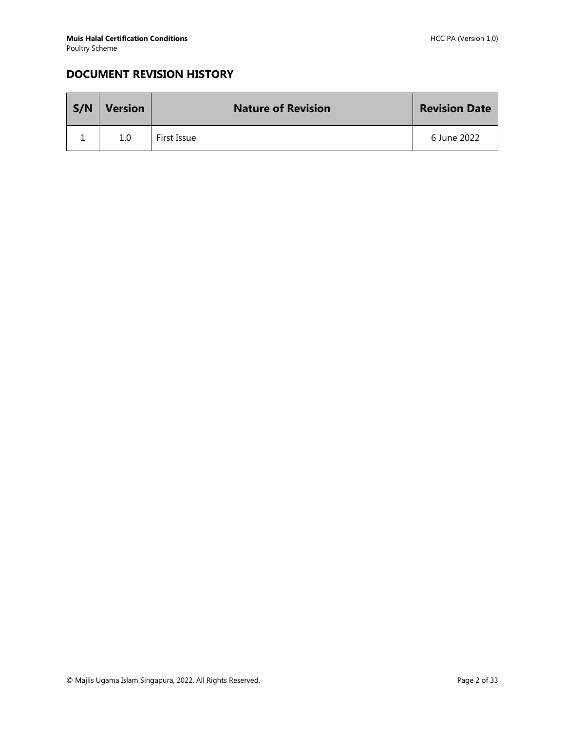## DOCUMENT REVISION HISTORY

| S/N | Version | Nature of Revision | Revision Date |
|---|---|---|---|
| 1 | 1.0 | First Issue | 6 June 2022 |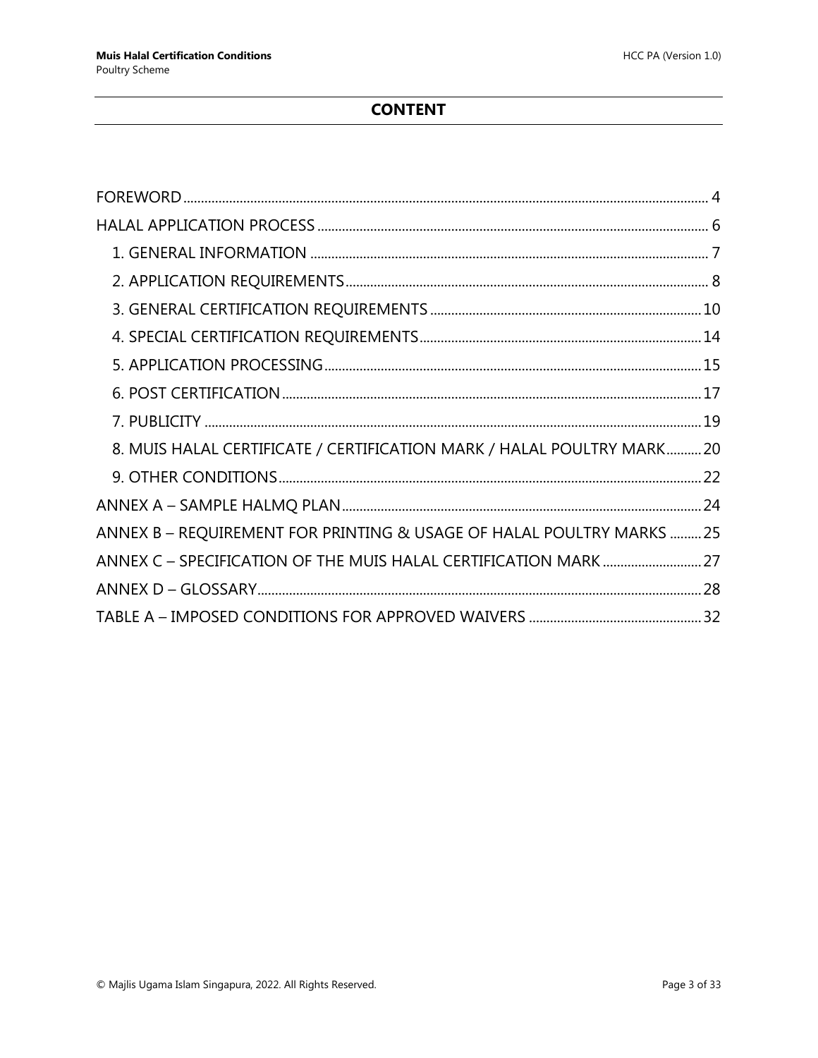# CONTENT

- FOREWORD ........ 4
- HALAL APPLICATION PROCESS ........ 6
  - 1. GENERAL INFORMATION ........ 7
  - 2. APPLICATION REQUIREMENTS ........ 8
  - 3. GENERAL CERTIFICATION REQUIREMENTS ........ 10
  - 4. SPECIAL CERTIFICATION REQUIREMENTS ........ 14
  - 5. APPLICATION PROCESSING ........ 15
  - 6. POST CERTIFICATION ........ 17
  - 7. PUBLICITY ........ 19
  - 8. MUIS HALAL CERTIFICATE / CERTIFICATION MARK / HALAL POULTRY MARK ........ 20
  - 9. OTHER CONDITIONS ........ 22
- ANNEX A – SAMPLE HALMQ PLAN ........ 24
- ANNEX B – REQUIREMENT FOR PRINTING & USAGE OF HALAL POULTRY MARKS ........ 25
- ANNEX C – SPECIFICATION OF THE MUIS HALAL CERTIFICATION MARK ........ 27
- ANNEX D – GLOSSARY ........ 28
- TABLE A – IMPOSED CONDITIONS FOR APPROVED WAIVERS ........ 32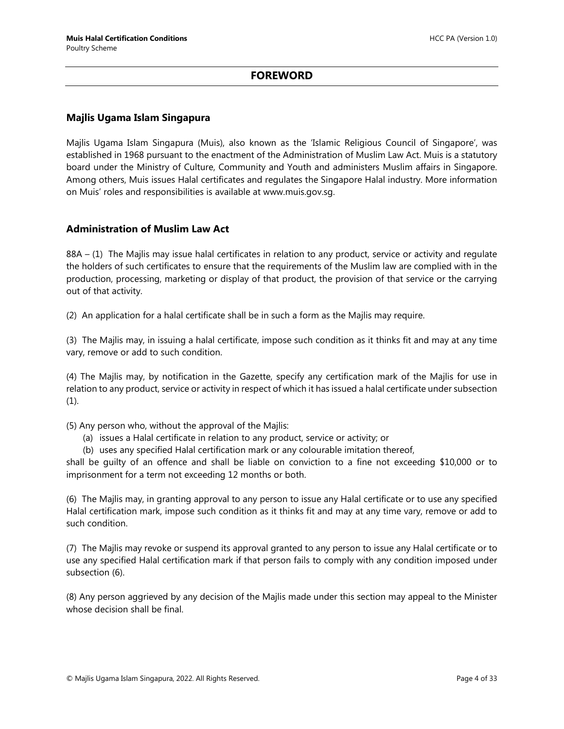# FOREWORD

## Majlis Ugama Islam Singapura

Majlis Ugama Islam Singapura (Muis), also known as the 'Islamic Religious Council of Singapore', was established in 1968 pursuant to the enactment of the Administration of Muslim Law Act. Muis is a statutory board under the Ministry of Culture, Community and Youth and administers Muslim affairs in Singapore. Among others, Muis issues Halal certificates and regulates the Singapore Halal industry. More information on Muis' roles and responsibilities is available at www.muis.gov.sg.

## Administration of Muslim Law Act

88A – (1) The Majlis may issue halal certificates in relation to any product, service or activity and regulate the holders of such certificates to ensure that the requirements of the Muslim law are complied with in the production, processing, marketing or display of that product, the provision of that service or the carrying out of that activity.

(2) An application for a halal certificate shall be in such a form as the Majlis may require.

(3) The Majlis may, in issuing a halal certificate, impose such condition as it thinks fit and may at any time vary, remove or add to such condition.

(4) The Majlis may, by notification in the Gazette, specify any certification mark of the Majlis for use in relation to any product, service or activity in respect of which it has issued a halal certificate under subsection (1).

(5) Any person who, without the approval of the Majlis:

(a) issues a Halal certificate in relation to any product, service or activity; or

(b) uses any specified Halal certification mark or any colourable imitation thereof,

shall be guilty of an offence and shall be liable on conviction to a fine not exceeding $10,000 or to imprisonment for a term not exceeding 12 months or both.

(6) The Majlis may, in granting approval to any person to issue any Halal certificate or to use any specified Halal certification mark, impose such condition as it thinks fit and may at any time vary, remove or add to such condition.

(7) The Majlis may revoke or suspend its approval granted to any person to issue any Halal certificate or to use any specified Halal certification mark if that person fails to comply with any condition imposed under subsection (6).

(8) Any person aggrieved by any decision of the Majlis made under this section may appeal to the Minister whose decision shall be final.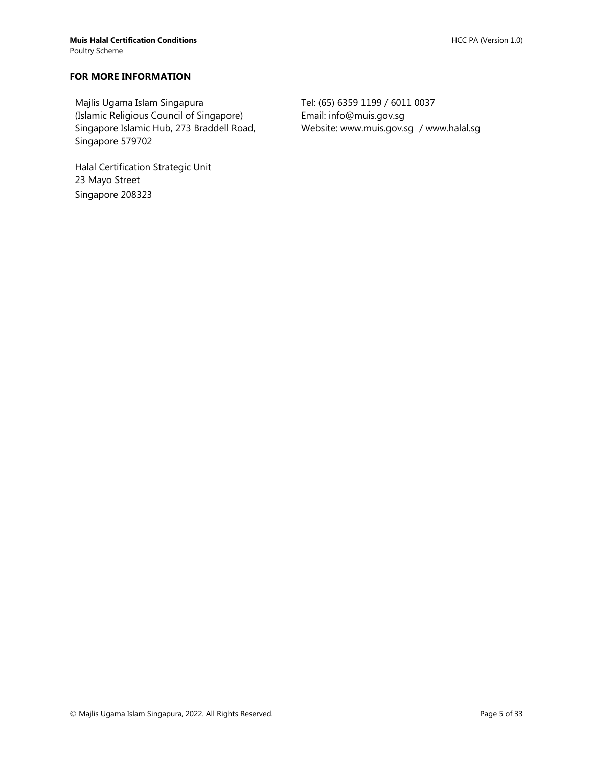## FOR MORE INFORMATION

Majlis Ugama Islam Singapura
(Islamic Religious Council of Singapore)
Singapore Islamic Hub, 273 Braddell Road,
Singapore 579702

Halal Certification Strategic Unit
23 Mayo Street
Singapore 208323

Tel: (65) 6359 1199 / 6011 0037
Email: info@muis.gov.sg
Website: www.muis.gov.sg / www.halal.sg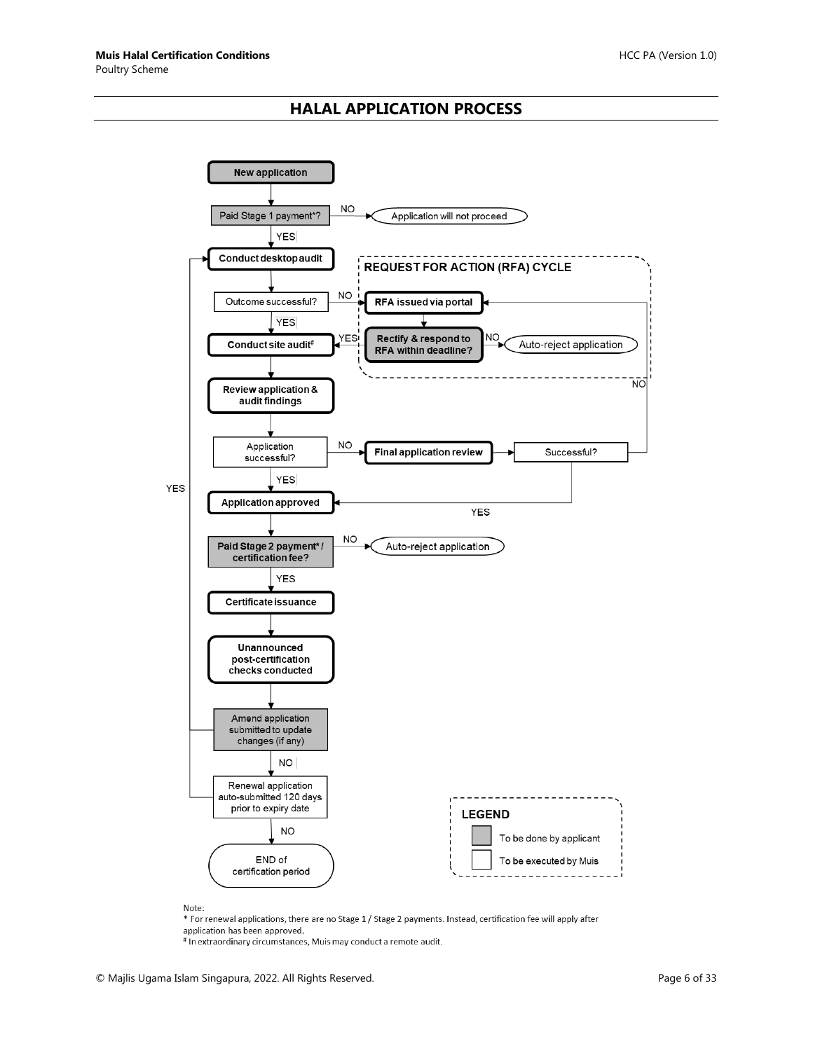# HALAL APPLICATION PROCESS

New application

Paid Stage 1 payment*? — NO → Application will not proceed

YES

Conduct desktop audit

Outcome successful? — NO → RFA issued via portal

YES

Conduct site audit[#]

**REQUEST FOR ACTION (RFA) CYCLE**

RFA issued via portal

Rectify & respond to RFA within deadline? — YES → Conduct site audit[#]; NO → Auto-reject application

Review application & audit findings

Application successful? — NO → Final application review → Successful? — NO → RFA issued via portal; YES → Application approved

YES

Application approved

Paid Stage 2 payment* / certification fee? — NO → Auto-reject application

YES

Certificate issuance

Unannounced post-certification checks conducted

Amend application submitted to update changes (if any) — YES → Conduct desktop audit

NO

Renewal application auto-submitted 120 days prior to expiry date — YES → Conduct desktop audit

NO

END of certification period

**LEGEND**

- To be done by applicant (shaded)
- To be executed by Muis (unshaded)

Note:

\* For renewal applications, there are no Stage 1 / Stage 2 payments. Instead, certification fee will apply after application has been approved.

[#] In extraordinary circumstances, Muis may conduct a remote audit.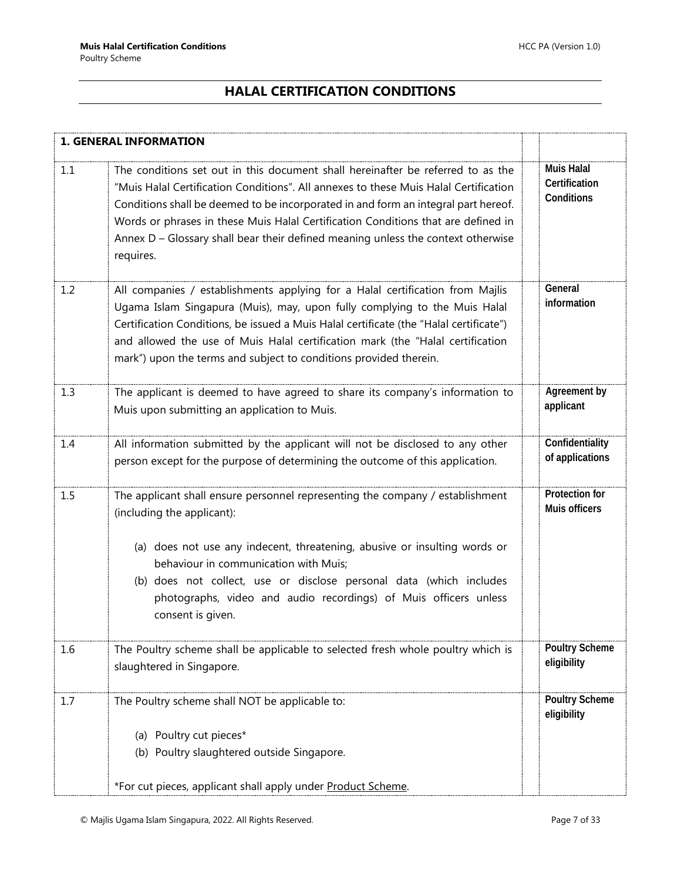# HALAL CERTIFICATION CONDITIONS

| **1. GENERAL INFORMATION** | | |
|---|---|---|
| 1.1 | The conditions set out in this document shall hereinafter be referred to as the "Muis Halal Certification Conditions". All annexes to these Muis Halal Certification Conditions shall be deemed to be incorporated in and form an integral part hereof. Words or phrases in these Muis Halal Certification Conditions that are defined in Annex D – Glossary shall bear their defined meaning unless the context otherwise requires. | **Muis Halal Certification Conditions** |
| 1.2 | All companies / establishments applying for a Halal certification from Majlis Ugama Islam Singapura (Muis), may, upon fully complying to the Muis Halal Certification Conditions, be issued a Muis Halal certificate (the "Halal certificate") and allowed the use of Muis Halal certification mark (the "Halal certification mark") upon the terms and subject to conditions provided therein. | **General information** |
| 1.3 | The applicant is deemed to have agreed to share its company's information to Muis upon submitting an application to Muis. | **Agreement by applicant** |
| 1.4 | All information submitted by the applicant will not be disclosed to any other person except for the purpose of determining the outcome of this application. | **Confidentiality of applications** |
| 1.5 | The applicant shall ensure personnel representing the company / establishment (including the applicant):<br><br>(a) does not use any indecent, threatening, abusive or insulting words or behaviour in communication with Muis;<br>(b) does not collect, use or disclose personal data (which includes photographs, video and audio recordings) of Muis officers unless consent is given. | **Protection for Muis officers** |
| 1.6 | The Poultry scheme shall be applicable to selected fresh whole poultry which is slaughtered in Singapore. | **Poultry Scheme eligibility** |
| 1.7 | The Poultry scheme shall NOT be applicable to:<br><br>(a) Poultry cut pieces*<br>(b) Poultry slaughtered outside Singapore.<br><br>*For cut pieces, applicant shall apply under Product Scheme. | **Poultry Scheme eligibility** |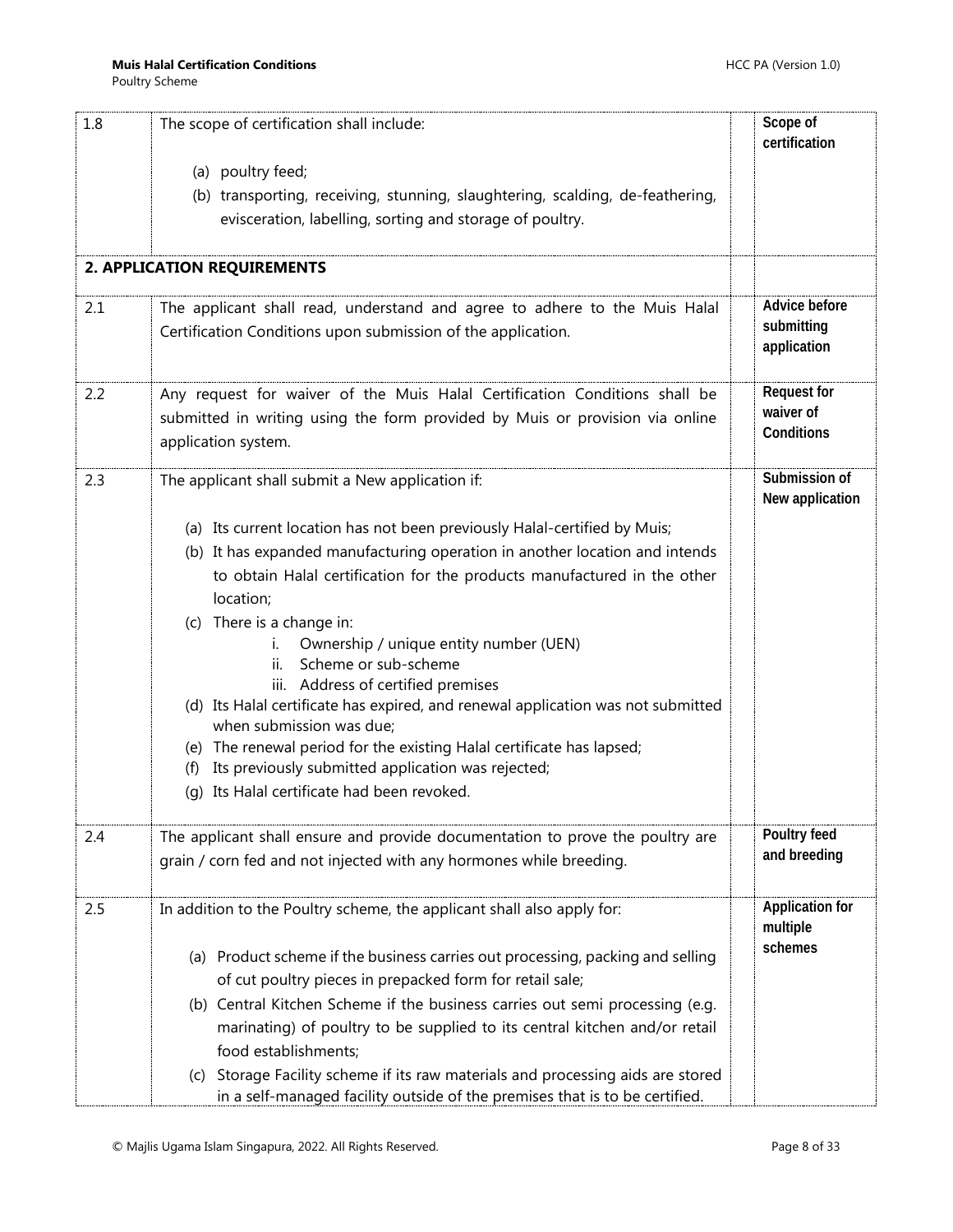| | | | |
|---|---|---|---|
| 1.8 | The scope of certification shall include:<br><br>(a) poultry feed;<br>(b) transporting, receiving, stunning, slaughtering, scalding, de-feathering, evisceration, labelling, sorting and storage of poultry. | | **Scope of certification** |
| **2. APPLICATION REQUIREMENTS** | | | |
| 2.1 | The applicant shall read, understand and agree to adhere to the Muis Halal Certification Conditions upon submission of the application. | | **Advice before submitting application** |
| 2.2 | Any request for waiver of the Muis Halal Certification Conditions shall be submitted in writing using the form provided by Muis or provision via online application system. | | **Request for waiver of Conditions** |
| 2.3 | The applicant shall submit a New application if:<br><br>(a) Its current location has not been previously Halal-certified by Muis;<br>(b) It has expanded manufacturing operation in another location and intends to obtain Halal certification for the products manufactured in the other location;<br>(c) There is a change in:<br>i. Ownership / unique entity number (UEN)<br>ii. Scheme or sub-scheme<br>iii. Address of certified premises<br>(d) Its Halal certificate has expired, and renewal application was not submitted when submission was due;<br>(e) The renewal period for the existing Halal certificate has lapsed;<br>(f) Its previously submitted application was rejected;<br>(g) Its Halal certificate had been revoked. | | **Submission of New application** |
| 2.4 | The applicant shall ensure and provide documentation to prove the poultry are grain / corn fed and not injected with any hormones while breeding. | | **Poultry feed and breeding** |
| 2.5 | In addition to the Poultry scheme, the applicant shall also apply for:<br><br>(a) Product scheme if the business carries out processing, packing and selling of cut poultry pieces in prepacked form for retail sale;<br>(b) Central Kitchen Scheme if the business carries out semi processing (e.g. marinating) of poultry to be supplied to its central kitchen and/or retail food establishments;<br>(c) Storage Facility scheme if its raw materials and processing aids are stored in a self-managed facility outside of the premises that is to be certified. | | **Application for multiple schemes** |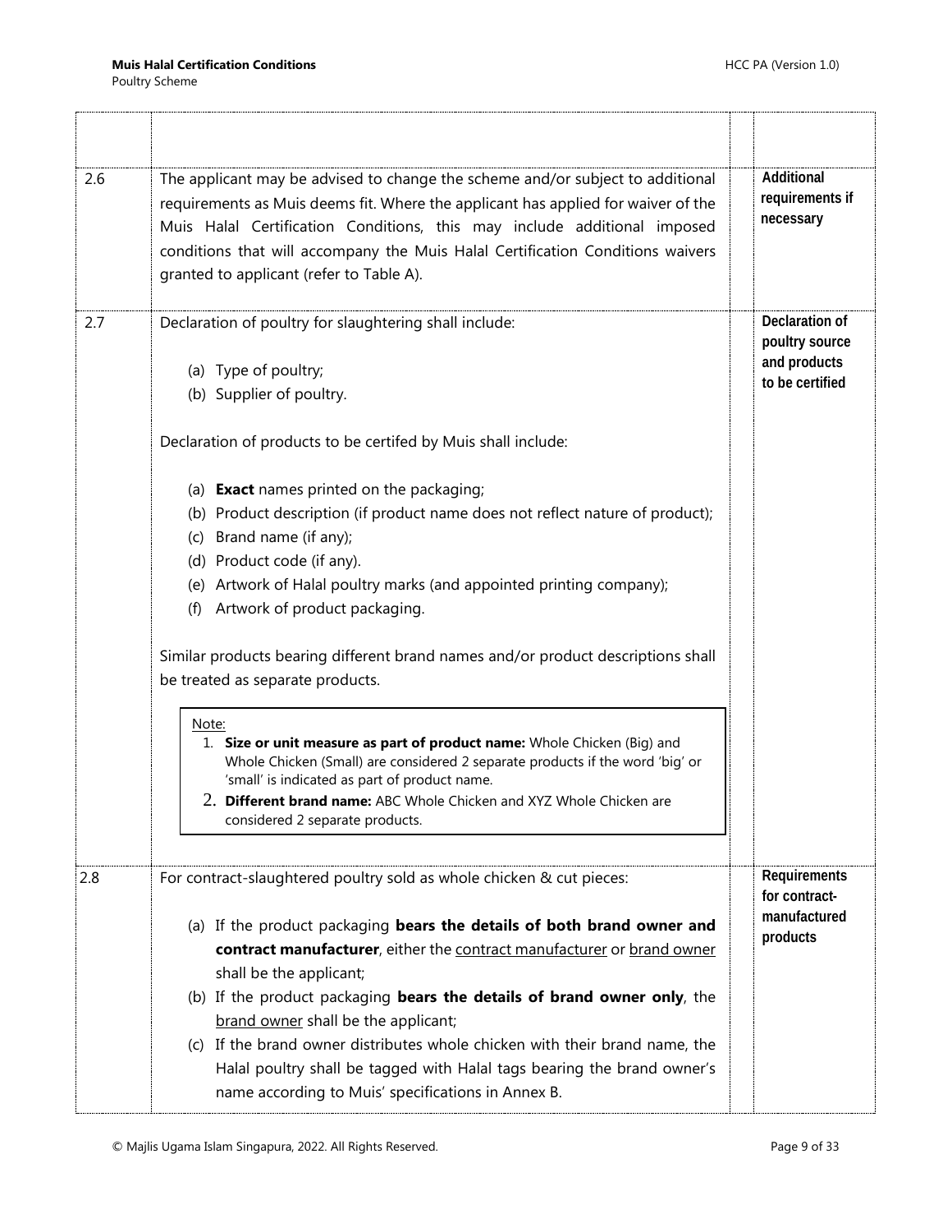| | | | |
|---|---|---|---|
| | | | |
| 2.6 | The applicant may be advised to change the scheme and/or subject to additional requirements as Muis deems fit. Where the applicant has applied for waiver of the Muis Halal Certification Conditions, this may include additional imposed conditions that will accompany the Muis Halal Certification Conditions waivers granted to applicant (refer to Table A). | | **Additional requirements if necessary** |
| 2.7 | Declaration of poultry for slaughtering shall include:<br><br>(a) Type of poultry;<br>(b) Supplier of poultry.<br><br>Declaration of products to be certifed by Muis shall include:<br><br>(a) **Exact** names printed on the packaging;<br>(b) Product description (if product name does not reflect nature of product);<br>(c) Brand name (if any);<br>(d) Product code (if any).<br>(e) Artwork of Halal poultry marks (and appointed printing company);<br>(f) Artwork of product packaging.<br><br>Similar products bearing different brand names and/or product descriptions shall be treated as separate products.<br><br>Note:<br>1. **Size or unit measure as part of product name:** Whole Chicken (Big) and Whole Chicken (Small) are considered 2 separate products if the word 'big' or 'small' is indicated as part of product name.<br>2. **Different brand name:** ABC Whole Chicken and XYZ Whole Chicken are considered 2 separate products. | | **Declaration of poultry source and products to be certified** |
| 2.8 | For contract-slaughtered poultry sold as whole chicken & cut pieces:<br><br>(a) If the product packaging **bears the details of both brand owner and contract manufacturer**, either the contract manufacturer or brand owner shall be the applicant;<br>(b) If the product packaging **bears the details of brand owner only**, the brand owner shall be the applicant;<br>(c) If the brand owner distributes whole chicken with their brand name, the Halal poultry shall be tagged with Halal tags bearing the brand owner's name according to Muis' specifications in Annex B. | | **Requirements for contract-manufactured products** |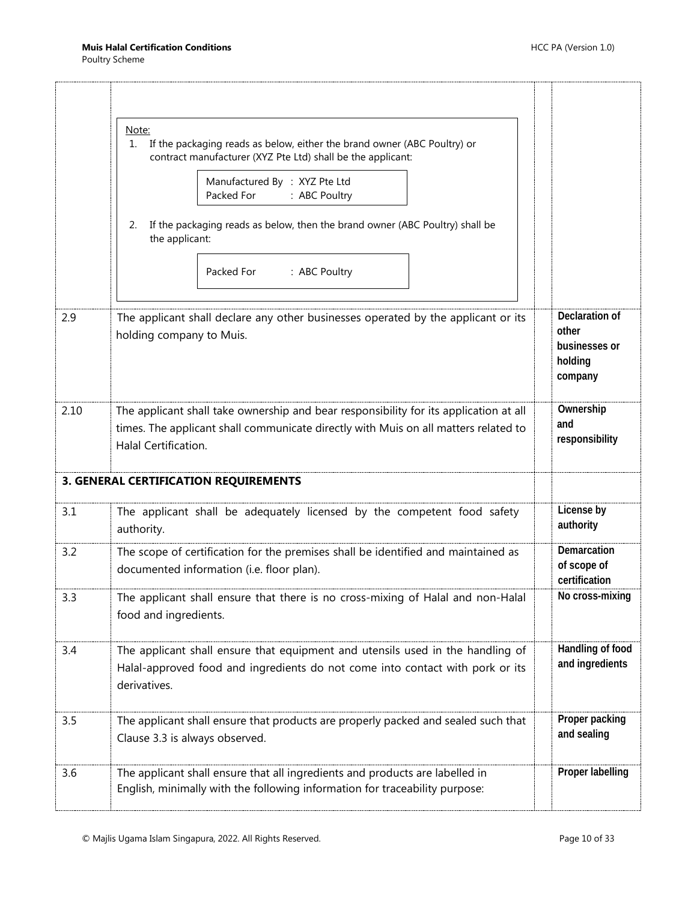| | | |
|---|---|---|
| | Note:<br>1. If the packaging reads as below, either the brand owner (ABC Poultry) or contract manufacturer (XYZ Pte Ltd) shall be the applicant:<br>Manufactured By : XYZ Pte Ltd<br>Packed For : ABC Poultry<br>2. If the packaging reads as below, then the brand owner (ABC Poultry) shall be the applicant:<br>Packed For : ABC Poultry | |
| 2.9 | The applicant shall declare any other businesses operated by the applicant or its holding company to Muis. | **Declaration of other businesses or holding company** |
| 2.10 | The applicant shall take ownership and bear responsibility for its application at all times. The applicant shall communicate directly with Muis on all matters related to Halal Certification. | **Ownership and responsibility** |
| **3. GENERAL CERTIFICATION REQUIREMENTS** | | |
| 3.1 | The applicant shall be adequately licensed by the competent food safety authority. | **License by authority** |
| 3.2 | The scope of certification for the premises shall be identified and maintained as documented information (i.e. floor plan). | **Demarcation of scope of certification** |
| 3.3 | The applicant shall ensure that there is no cross-mixing of Halal and non-Halal food and ingredients. | **No cross-mixing** |
| 3.4 | The applicant shall ensure that equipment and utensils used in the handling of Halal-approved food and ingredients do not come into contact with pork or its derivatives. | **Handling of food and ingredients** |
| 3.5 | The applicant shall ensure that products are properly packed and sealed such that Clause 3.3 is always observed. | **Proper packing and sealing** |
| 3.6 | The applicant shall ensure that all ingredients and products are labelled in English, minimally with the following information for traceability purpose: | **Proper labelling** |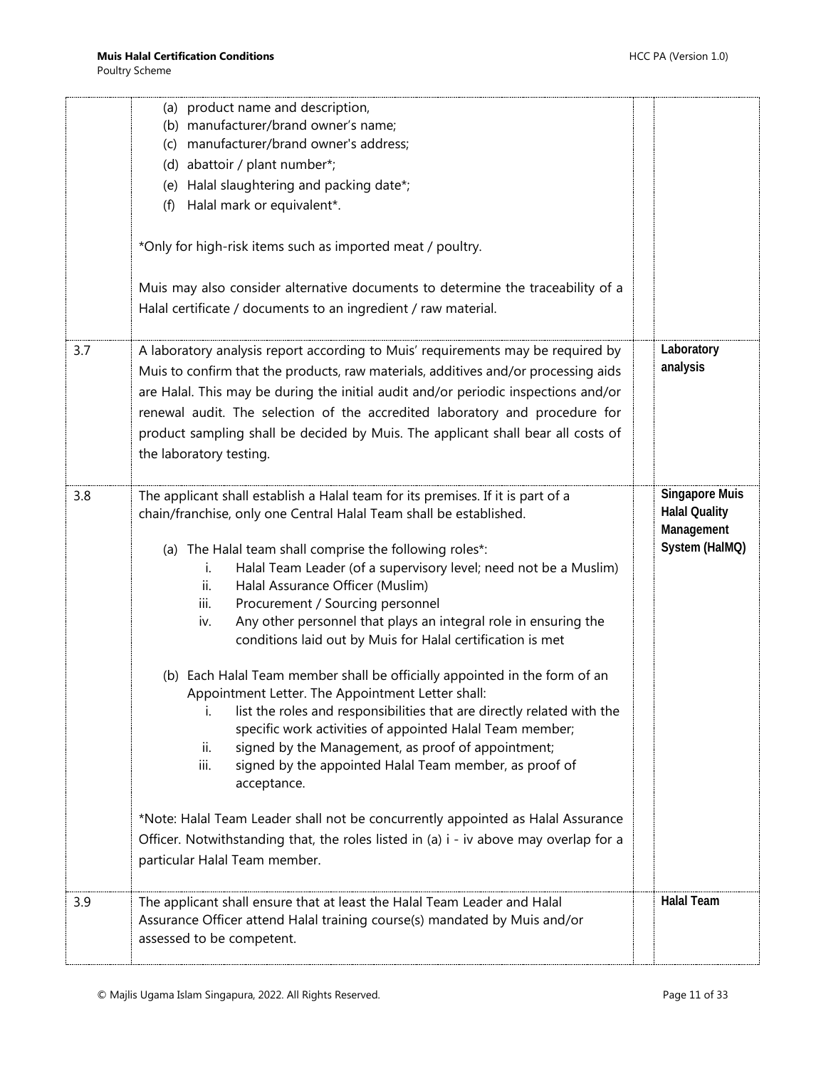| | | | |
|---|---|---|---|
| | (a) product name and description,<br>(b) manufacturer/brand owner's name;<br>(c) manufacturer/brand owner's address;<br>(d) abattoir / plant number*;<br>(e) Halal slaughtering and packing date*;<br>(f) Halal mark or equivalent*.<br><br>*Only for high-risk items such as imported meat / poultry.<br><br>Muis may also consider alternative documents to determine the traceability of a Halal certificate / documents to an ingredient / raw material. | | |
| 3.7 | A laboratory analysis report according to Muis' requirements may be required by Muis to confirm that the products, raw materials, additives and/or processing aids are Halal. This may be during the initial audit and/or periodic inspections and/or renewal audit. The selection of the accredited laboratory and procedure for product sampling shall be decided by Muis. The applicant shall bear all costs of the laboratory testing. | | **Laboratory analysis** |
| 3.8 | The applicant shall establish a Halal team for its premises. If it is part of a chain/franchise, only one Central Halal Team shall be established.<br><br>(a) The Halal team shall comprise the following roles*:<br>i. Halal Team Leader (of a supervisory level; need not be a Muslim)<br>ii. Halal Assurance Officer (Muslim)<br>iii. Procurement / Sourcing personnel<br>iv. Any other personnel that plays an integral role in ensuring the conditions laid out by Muis for Halal certification is met<br><br>(b) Each Halal Team member shall be officially appointed in the form of an Appointment Letter. The Appointment Letter shall:<br>i. list the roles and responsibilities that are directly related with the specific work activities of appointed Halal Team member;<br>ii. signed by the Management, as proof of appointment;<br>iii. signed by the appointed Halal Team member, as proof of acceptance.<br><br>*Note: Halal Team Leader shall not be concurrently appointed as Halal Assurance Officer. Notwithstanding that, the roles listed in (a) i - iv above may overlap for a particular Halal Team member. | | **Singapore Muis Halal Quality Management System (HalMQ)** |
| 3.9 | The applicant shall ensure that at least the Halal Team Leader and Halal Assurance Officer attend Halal training course(s) mandated by Muis and/or assessed to be competent. | | **Halal Team** |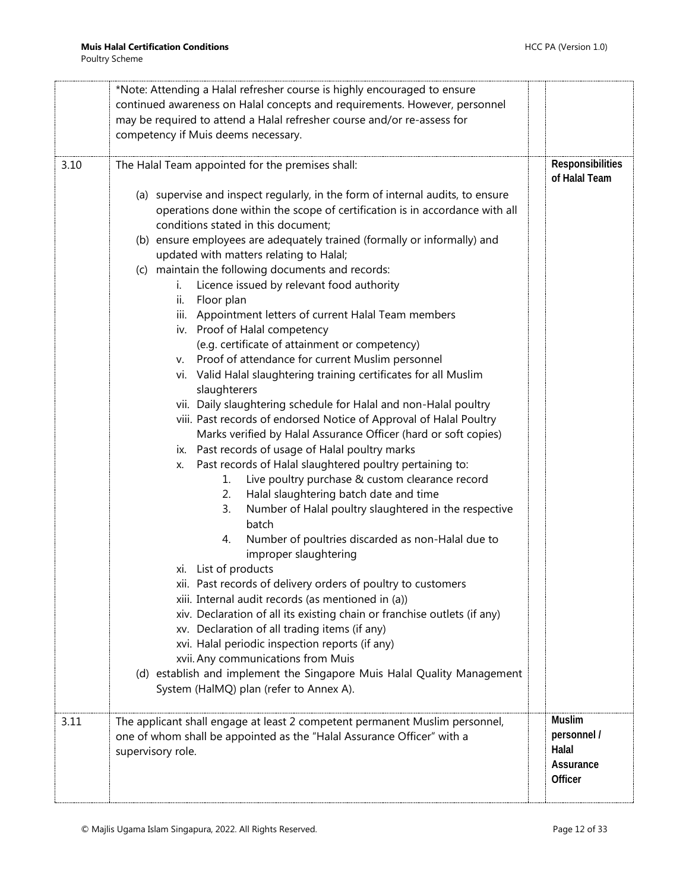| | | | |
|---|---|---|---|
| | *Note: Attending a Halal refresher course is highly encouraged to ensure continued awareness on Halal concepts and requirements. However, personnel may be required to attend a Halal refresher course and/or re-assess for competency if Muis deems necessary. | | |
| 3.10 | The Halal Team appointed for the premises shall:<br><br>(a) supervise and inspect regularly, in the form of internal audits, to ensure operations done within the scope of certification is in accordance with all conditions stated in this document;<br>(b) ensure employees are adequately trained (formally or informally) and updated with matters relating to Halal;<br>(c) maintain the following documents and records:<br>i. Licence issued by relevant food authority<br>ii. Floor plan<br>iii. Appointment letters of current Halal Team members<br>iv. Proof of Halal competency (e.g. certificate of attainment or competency)<br>v. Proof of attendance for current Muslim personnel<br>vi. Valid Halal slaughtering training certificates for all Muslim slaughterers<br>vii. Daily slaughtering schedule for Halal and non-Halal poultry<br>viii. Past records of endorsed Notice of Approval of Halal Poultry Marks verified by Halal Assurance Officer (hard or soft copies)<br>ix. Past records of usage of Halal poultry marks<br>x. Past records of Halal slaughtered poultry pertaining to:<br>1. Live poultry purchase & custom clearance record<br>2. Halal slaughtering batch date and time<br>3. Number of Halal poultry slaughtered in the respective batch<br>4. Number of poultries discarded as non-Halal due to improper slaughtering<br>xi. List of products<br>xii. Past records of delivery orders of poultry to customers<br>xiii. Internal audit records (as mentioned in (a))<br>xiv. Declaration of all its existing chain or franchise outlets (if any)<br>xv. Declaration of all trading items (if any)<br>xvi. Halal periodic inspection reports (if any)<br>xvii. Any communications from Muis<br>(d) establish and implement the Singapore Muis Halal Quality Management System (HalMQ) plan (refer to Annex A). | | **Responsibilities of Halal Team** |
| 3.11 | The applicant shall engage at least 2 competent permanent Muslim personnel, one of whom shall be appointed as the "Halal Assurance Officer" with a supervisory role. | | **Muslim personnel / Halal Assurance Officer** |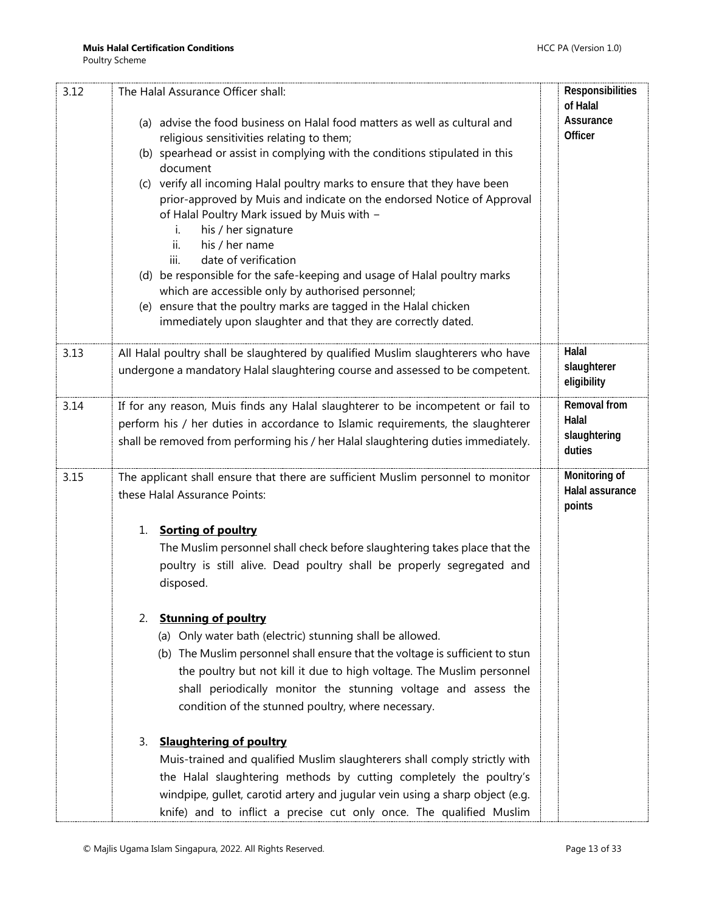| | | |
|---|---|---|
| 3.12 | The Halal Assurance Officer shall:<br><br>(a) advise the food business on Halal food matters as well as cultural and religious sensitivities relating to them;<br>(b) spearhead or assist in complying with the conditions stipulated in this document<br>(c) verify all incoming Halal poultry marks to ensure that they have been prior-approved by Muis and indicate on the endorsed Notice of Approval of Halal Poultry Mark issued by Muis with –<br>&nbsp;&nbsp;&nbsp;&nbsp;i. his / her signature<br>&nbsp;&nbsp;&nbsp;&nbsp;ii. his / her name<br>&nbsp;&nbsp;&nbsp;&nbsp;iii. date of verification<br>(d) be responsible for the safe-keeping and usage of Halal poultry marks which are accessible only by authorised personnel;<br>(e) ensure that the poultry marks are tagged in the Halal chicken immediately upon slaughter and that they are correctly dated. | **Responsibilities of Halal Assurance Officer** |
| 3.13 | All Halal poultry shall be slaughtered by qualified Muslim slaughterers who have undergone a mandatory Halal slaughtering course and assessed to be competent. | **Halal slaughterer eligibility** |
| 3.14 | If for any reason, Muis finds any Halal slaughterer to be incompetent or fail to perform his / her duties in accordance to Islamic requirements, the slaughterer shall be removed from performing his / her Halal slaughtering duties immediately. | **Removal from Halal slaughtering duties** |
| 3.15 | The applicant shall ensure that there are sufficient Muslim personnel to monitor these Halal Assurance Points:<br><br>1. **<u>Sorting of poultry</u>**<br>The Muslim personnel shall check before slaughtering takes place that the poultry is still alive. Dead poultry shall be properly segregated and disposed.<br><br>2. **<u>Stunning of poultry</u>**<br>(a) Only water bath (electric) stunning shall be allowed.<br>(b) The Muslim personnel shall ensure that the voltage is sufficient to stun the poultry but not kill it due to high voltage. The Muslim personnel shall periodically monitor the stunning voltage and assess the condition of the stunned poultry, where necessary.<br><br>3. **<u>Slaughtering of poultry</u>**<br>Muis-trained and qualified Muslim slaughterers shall comply strictly with the Halal slaughtering methods by cutting completely the poultry's windpipe, gullet, carotid artery and jugular vein using a sharp object (e.g. knife) and to inflict a precise cut only once. The qualified Muslim | **Monitoring of Halal assurance points** |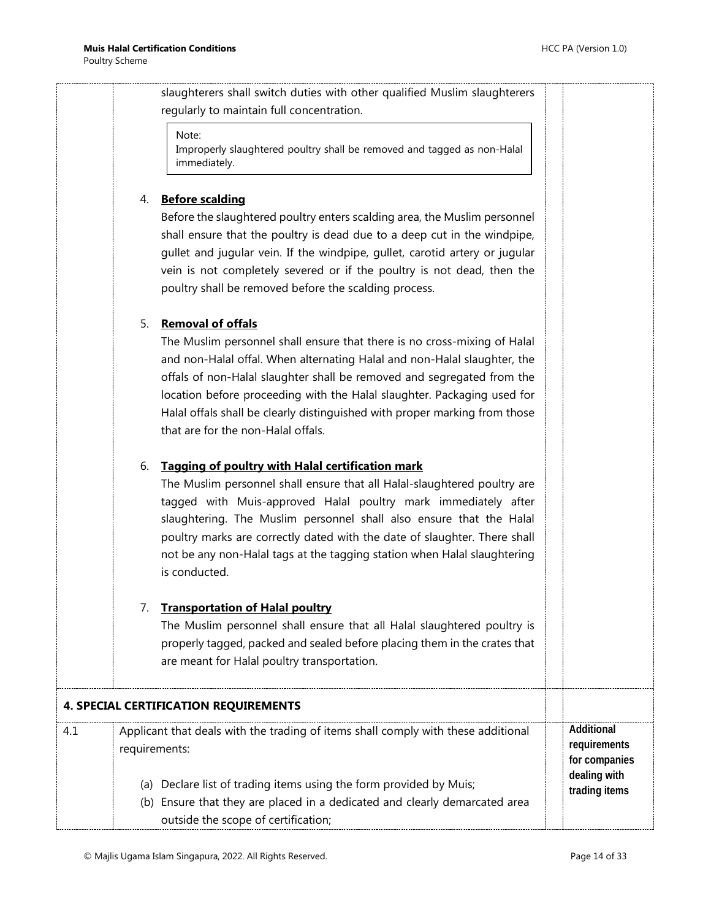|  |  |  |  |
|---|---|---|---|
|  | slaughterers shall switch duties with other qualified Muslim slaughterers regularly to maintain full concentration.<br><br>Note:<br>Improperly slaughtered poultry shall be removed and tagged as non-Halal immediately.<br><br>4. **Before scalding**<br>Before the slaughtered poultry enters scalding area, the Muslim personnel shall ensure that the poultry is dead due to a deep cut in the windpipe, gullet and jugular vein. If the windpipe, gullet, carotid artery or jugular vein is not completely severed or if the poultry is not dead, then the poultry shall be removed before the scalding process.<br><br>5. **Removal of offals**<br>The Muslim personnel shall ensure that there is no cross-mixing of Halal and non-Halal offal. When alternating Halal and non-Halal slaughter, the offals of non-Halal slaughter shall be removed and segregated from the location before proceeding with the Halal slaughter. Packaging used for Halal offals shall be clearly distinguished with proper marking from those that are for the non-Halal offals.<br><br>6. **Tagging of poultry with Halal certification mark**<br>The Muslim personnel shall ensure that all Halal-slaughtered poultry are tagged with Muis-approved Halal poultry mark immediately after slaughtering. The Muslim personnel shall also ensure that the Halal poultry marks are correctly dated with the date of slaughter. There shall not be any non-Halal tags at the tagging station when Halal slaughtering is conducted.<br><br>7. **Transportation of Halal poultry**<br>The Muslim personnel shall ensure that all Halal slaughtered poultry is properly tagged, packed and sealed before placing them in the crates that are meant for Halal poultry transportation. |  |  |
| **4. SPECIAL CERTIFICATION REQUIREMENTS** |  |  |  |
| 4.1 | Applicant that deals with the trading of items shall comply with these additional requirements:<br><br>(a) Declare list of trading items using the form provided by Muis;<br>(b) Ensure that they are placed in a dedicated and clearly demarcated area outside the scope of certification; |  | **Additional requirements for companies dealing with trading items** |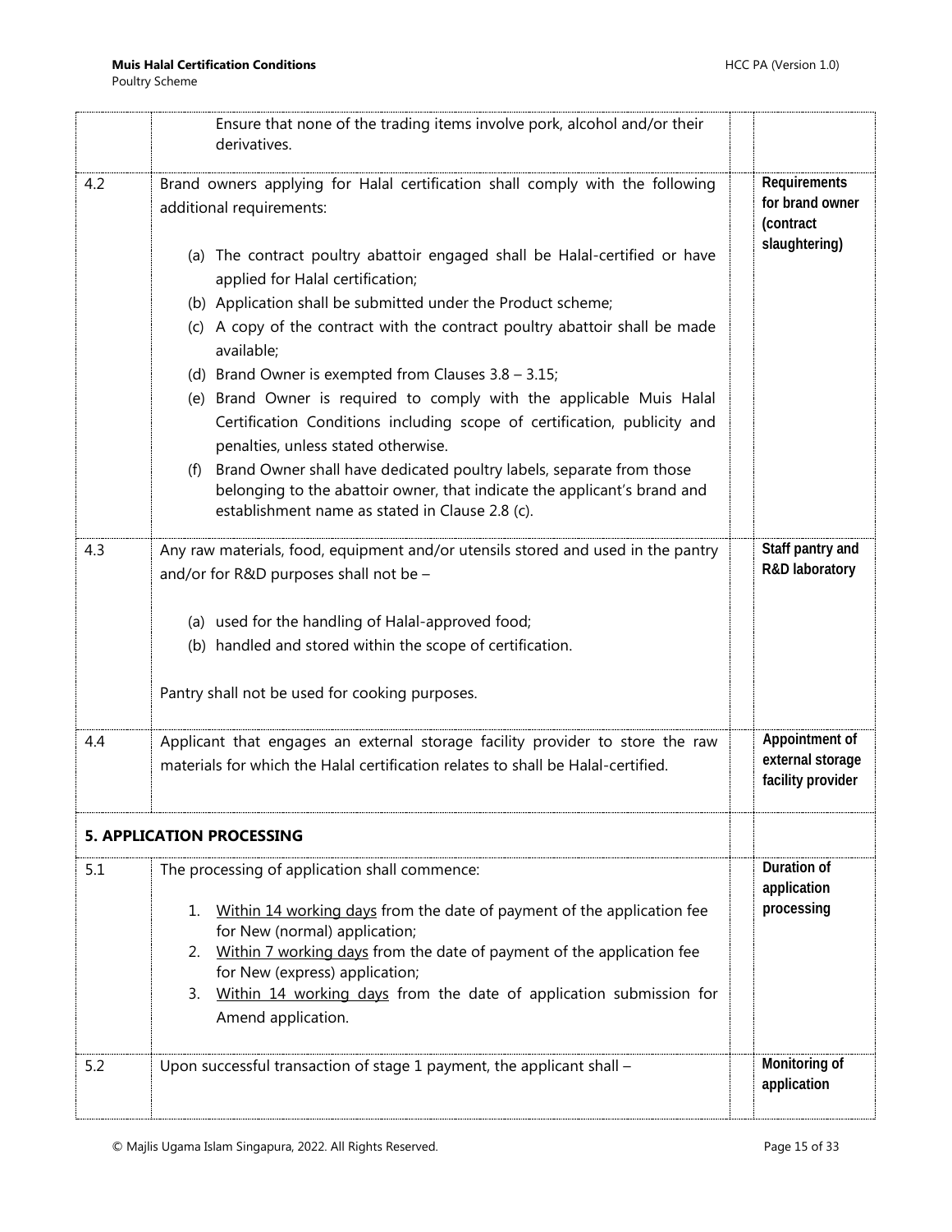| | | | |
|---|---|---|---|
| | Ensure that none of the trading items involve pork, alcohol and/or their derivatives. | | |
| 4.2 | Brand owners applying for Halal certification shall comply with the following additional requirements:<br><br>(a) The contract poultry abattoir engaged shall be Halal-certified or have applied for Halal certification;<br>(b) Application shall be submitted under the Product scheme;<br>(c) A copy of the contract with the contract poultry abattoir shall be made available;<br>(d) Brand Owner is exempted from Clauses 3.8 – 3.15;<br>(e) Brand Owner is required to comply with the applicable Muis Halal Certification Conditions including scope of certification, publicity and penalties, unless stated otherwise.<br>(f) Brand Owner shall have dedicated poultry labels, separate from those belonging to the abattoir owner, that indicate the applicant's brand and establishment name as stated in Clause 2.8 (c). | | **Requirements for brand owner (contract slaughtering)** |
| 4.3 | Any raw materials, food, equipment and/or utensils stored and used in the pantry and/or for R&D purposes shall not be –<br><br>(a) used for the handling of Halal-approved food;<br>(b) handled and stored within the scope of certification.<br><br>Pantry shall not be used for cooking purposes. | | **Staff pantry and R&D laboratory** |
| 4.4 | Applicant that engages an external storage facility provider to store the raw materials for which the Halal certification relates to shall be Halal-certified. | | **Appointment of external storage facility provider** |
| **5. APPLICATION PROCESSING** | | | |
| 5.1 | The processing of application shall commence:<br><br>1. Within 14 working days from the date of payment of the application fee for New (normal) application;<br>2. Within 7 working days from the date of payment of the application fee for New (express) application;<br>3. Within 14 working days from the date of application submission for Amend application. | | **Duration of application processing** |
| 5.2 | Upon successful transaction of stage 1 payment, the applicant shall – | | **Monitoring of application** |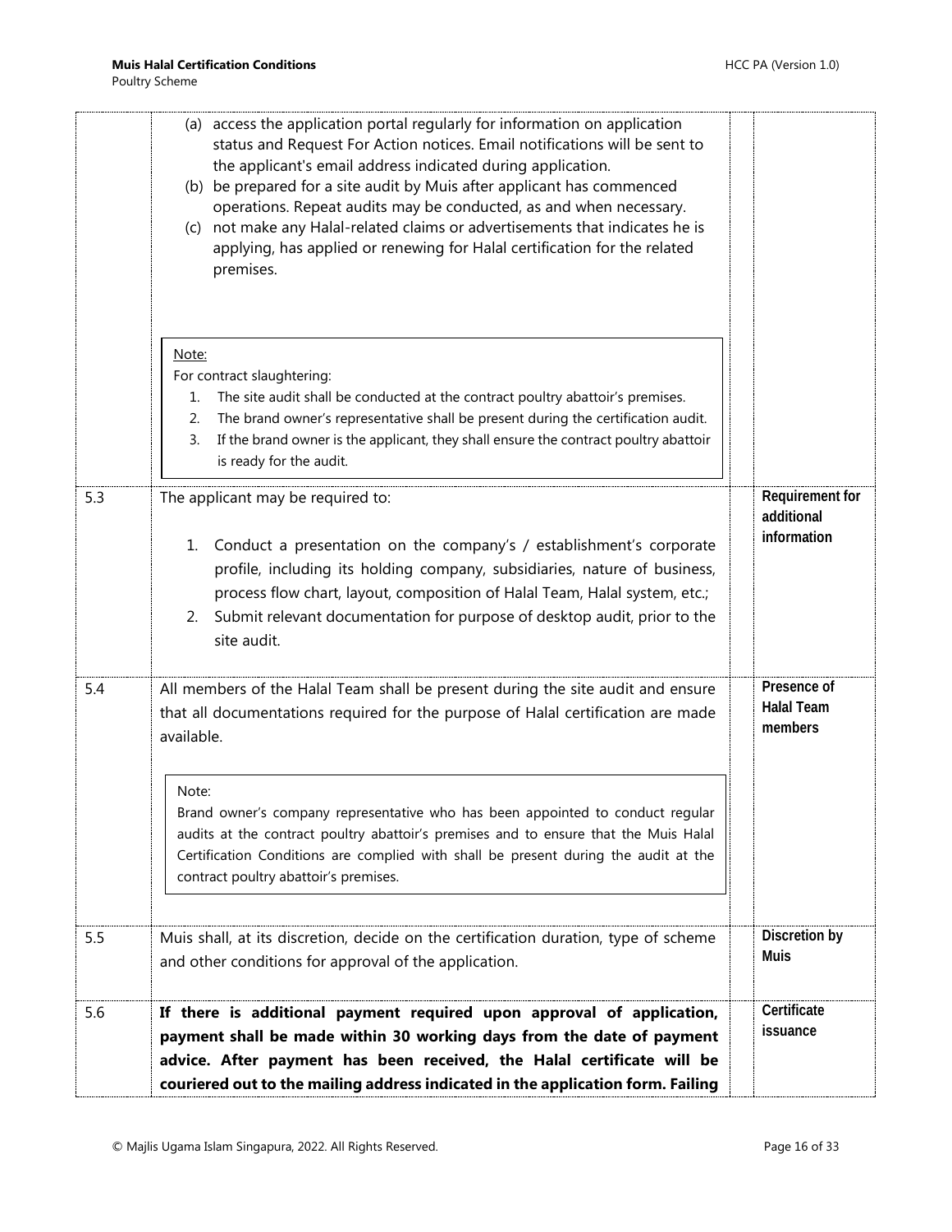| | | | |
|---|---|---|---|
| | (a) access the application portal regularly for information on application status and Request For Action notices. Email notifications will be sent to the applicant's email address indicated during application.<br>(b) be prepared for a site audit by Muis after applicant has commenced operations. Repeat audits may be conducted, as and when necessary.<br>(c) not make any Halal-related claims or advertisements that indicates he is applying, has applied or renewing for Halal certification for the related premises.<br><br>Note:<br>For contract slaughtering:<br>1. The site audit shall be conducted at the contract poultry abattoir's premises.<br>2. The brand owner's representative shall be present during the certification audit.<br>3. If the brand owner is the applicant, they shall ensure the contract poultry abattoir is ready for the audit. | | |
| 5.3 | The applicant may be required to:<br><br>1. Conduct a presentation on the company's / establishment's corporate profile, including its holding company, subsidiaries, nature of business, process flow chart, layout, composition of Halal Team, Halal system, etc.;<br>2. Submit relevant documentation for purpose of desktop audit, prior to the site audit. | | **Requirement for additional information** |
| 5.4 | All members of the Halal Team shall be present during the site audit and ensure that all documentations required for the purpose of Halal certification are made available.<br><br>Note:<br>Brand owner's company representative who has been appointed to conduct regular audits at the contract poultry abattoir's premises and to ensure that the Muis Halal Certification Conditions are complied with shall be present during the audit at the contract poultry abattoir's premises. | | **Presence of Halal Team members** |
| 5.5 | Muis shall, at its discretion, decide on the certification duration, type of scheme and other conditions for approval of the application. | | **Discretion by Muis** |
| 5.6 | **If there is additional payment required upon approval of application, payment shall be made within 30 working days from the date of payment advice. After payment has been received, the Halal certificate will be couriered out to the mailing address indicated in the application form. Failing** | | **Certificate issuance** |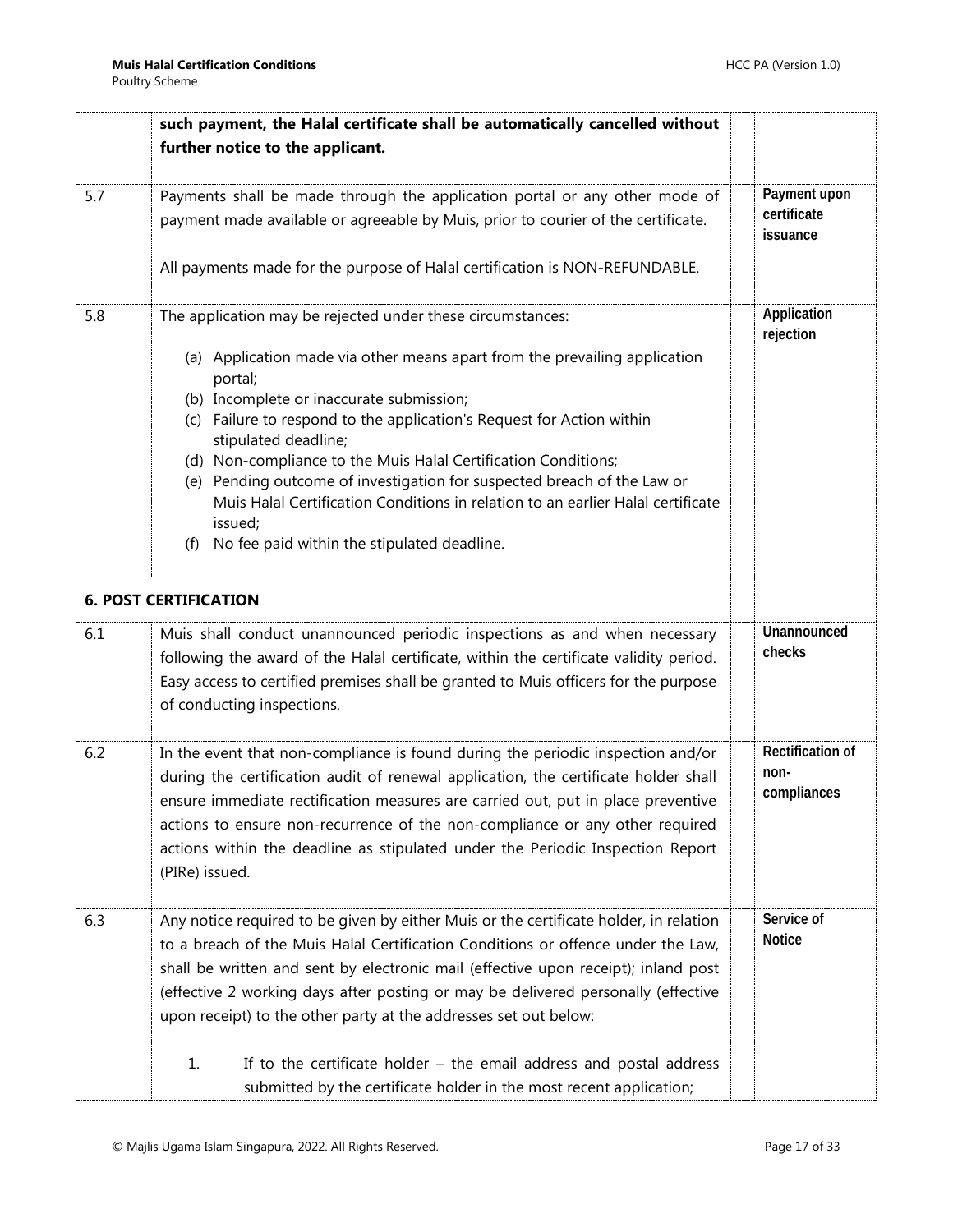| | | | |
|---|---|---|---|
| | **such payment, the Halal certificate shall be automatically cancelled without further notice to the applicant.** | | |
| 5.7 | Payments shall be made through the application portal or any other mode of payment made available or agreeable by Muis, prior to courier of the certificate.<br><br>All payments made for the purpose of Halal certification is NON-REFUNDABLE. | | **Payment upon certificate issuance** |
| 5.8 | The application may be rejected under these circumstances:<br><br>(a) Application made via other means apart from the prevailing application portal;<br>(b) Incomplete or inaccurate submission;<br>(c) Failure to respond to the application's Request for Action within stipulated deadline;<br>(d) Non-compliance to the Muis Halal Certification Conditions;<br>(e) Pending outcome of investigation for suspected breach of the Law or Muis Halal Certification Conditions in relation to an earlier Halal certificate issued;<br>(f) No fee paid within the stipulated deadline. | | **Application rejection** |
| **6. POST CERTIFICATION** | | | |
| 6.1 | Muis shall conduct unannounced periodic inspections as and when necessary following the award of the Halal certificate, within the certificate validity period. Easy access to certified premises shall be granted to Muis officers for the purpose of conducting inspections. | | **Unannounced checks** |
| 6.2 | In the event that non-compliance is found during the periodic inspection and/or during the certification audit of renewal application, the certificate holder shall ensure immediate rectification measures are carried out, put in place preventive actions to ensure non-recurrence of the non-compliance or any other required actions within the deadline as stipulated under the Periodic Inspection Report (PIRe) issued. | | **Rectification of non-compliances** |
| 6.3 | Any notice required to be given by either Muis or the certificate holder, in relation to a breach of the Muis Halal Certification Conditions or offence under the Law, shall be written and sent by electronic mail (effective upon receipt); inland post (effective 2 working days after posting or may be delivered personally (effective upon receipt) to the other party at the addresses set out below:<br><br>1. If to the certificate holder – the email address and postal address submitted by the certificate holder in the most recent application; | | **Service of Notice** |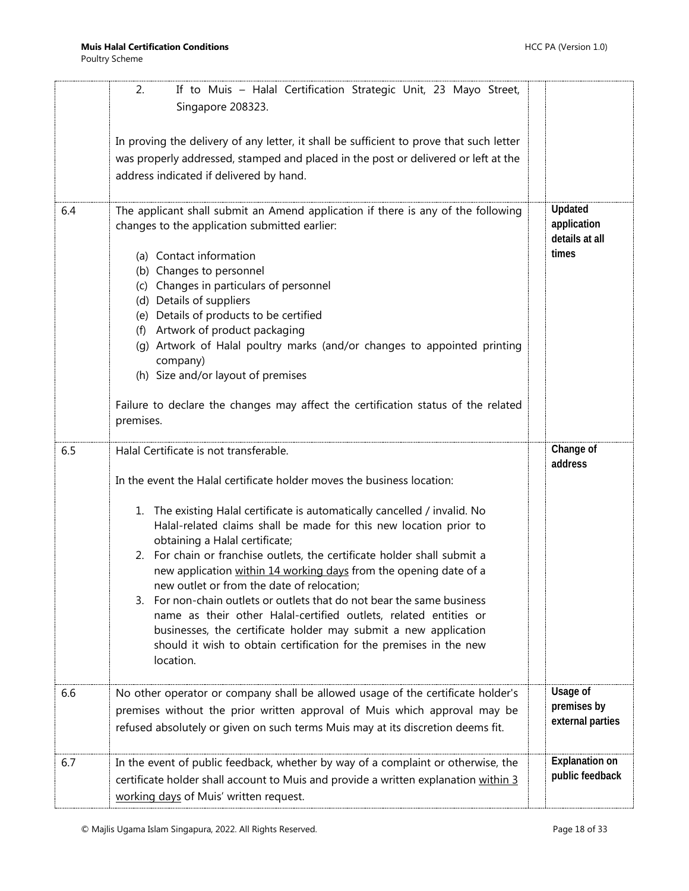| | | | |
|---|---|---|---|
| | 2. If to Muis – Halal Certification Strategic Unit, 23 Mayo Street, Singapore 208323.<br><br>In proving the delivery of any letter, it shall be sufficient to prove that such letter was properly addressed, stamped and placed in the post or delivered or left at the address indicated if delivered by hand. | | |
| 6.4 | The applicant shall submit an Amend application if there is any of the following changes to the application submitted earlier:<br><br>(a) Contact information<br>(b) Changes to personnel<br>(c) Changes in particulars of personnel<br>(d) Details of suppliers<br>(e) Details of products to be certified<br>(f) Artwork of product packaging<br>(g) Artwork of Halal poultry marks (and/or changes to appointed printing company)<br>(h) Size and/or layout of premises<br><br>Failure to declare the changes may affect the certification status of the related premises. | | **Updated application details at all times** |
| 6.5 | Halal Certificate is not transferable.<br><br>In the event the Halal certificate holder moves the business location:<br><br>1. The existing Halal certificate is automatically cancelled / invalid. No Halal-related claims shall be made for this new location prior to obtaining a Halal certificate;<br>2. For chain or franchise outlets, the certificate holder shall submit a new application <u>within 14 working days</u> from the opening date of a new outlet or from the date of relocation;<br>3. For non-chain outlets or outlets that do not bear the same business name as their other Halal-certified outlets, related entities or businesses, the certificate holder may submit a new application should it wish to obtain certification for the premises in the new location. | | **Change of address** |
| 6.6 | No other operator or company shall be allowed usage of the certificate holder's premises without the prior written approval of Muis which approval may be refused absolutely or given on such terms Muis may at its discretion deems fit. | | **Usage of premises by external parties** |
| 6.7 | In the event of public feedback, whether by way of a complaint or otherwise, the certificate holder shall account to Muis and provide a written explanation <u>within 3 working days</u> of Muis' written request. | | **Explanation on public feedback** |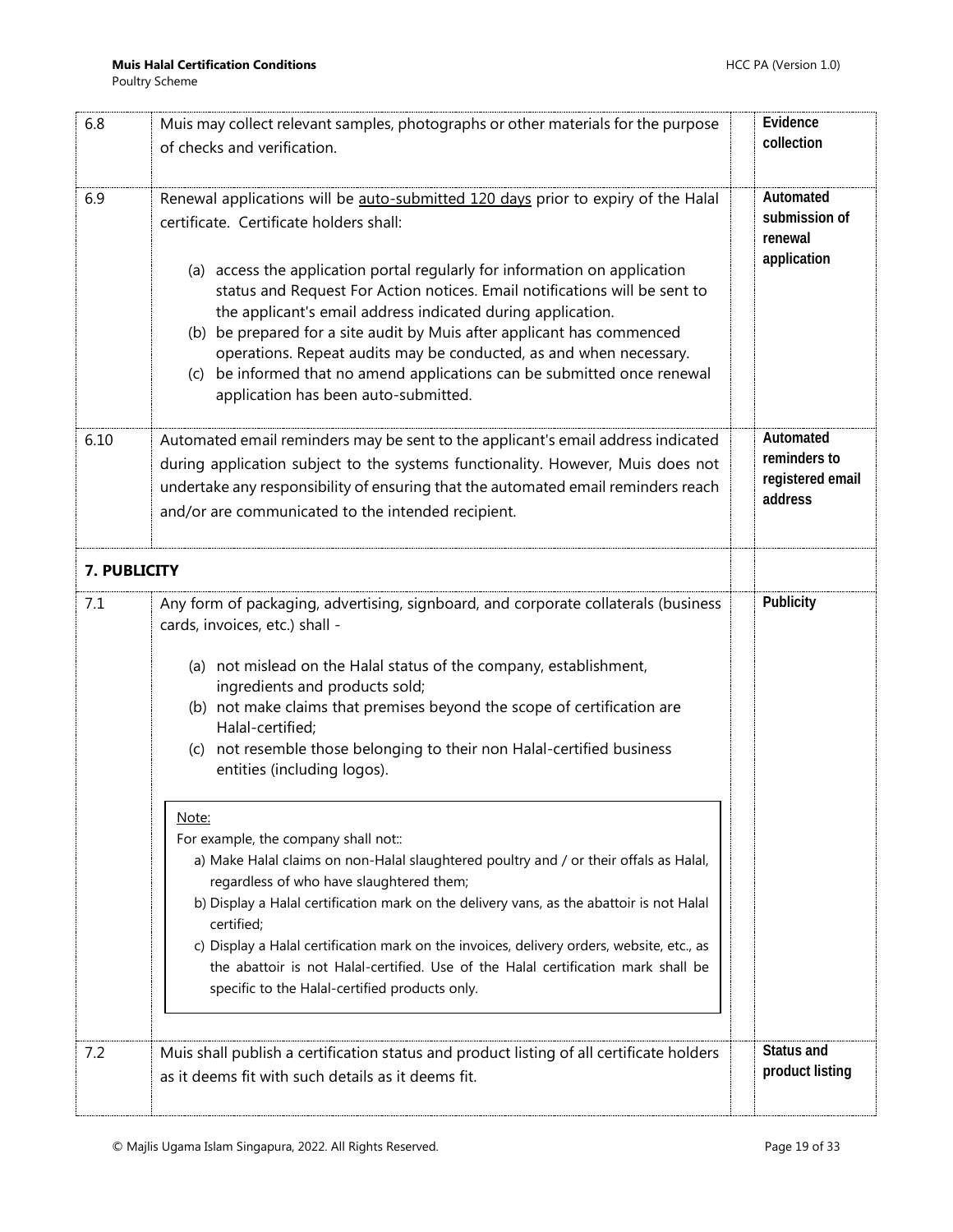| | | | |
|---|---|---|---|
| 6.8 | Muis may collect relevant samples, photographs or other materials for the purpose of checks and verification. | | **Evidence collection** |
| 6.9 | Renewal applications will be auto-submitted 120 days prior to expiry of the Halal certificate. Certificate holders shall:<br><br>(a) access the application portal regularly for information on application status and Request For Action notices. Email notifications will be sent to the applicant's email address indicated during application.<br>(b) be prepared for a site audit by Muis after applicant has commenced operations. Repeat audits may be conducted, as and when necessary.<br>(c) be informed that no amend applications can be submitted once renewal application has been auto-submitted. | | **Automated submission of renewal application** |
| 6.10 | Automated email reminders may be sent to the applicant's email address indicated during application subject to the systems functionality. However, Muis does not undertake any responsibility of ensuring that the automated email reminders reach and/or are communicated to the intended recipient. | | **Automated reminders to registered email address** |
| **7. PUBLICITY** | | | |
| 7.1 | Any form of packaging, advertising, signboard, and corporate collaterals (business cards, invoices, etc.) shall -<br><br>(a) not mislead on the Halal status of the company, establishment, ingredients and products sold;<br>(b) not make claims that premises beyond the scope of certification are Halal-certified;<br>(c) not resemble those belonging to their non Halal-certified business entities (including logos).<br><br>Note:<br>For example, the company shall not::<br>a) Make Halal claims on non-Halal slaughtered poultry and / or their offals as Halal, regardless of who have slaughtered them;<br>b) Display a Halal certification mark on the delivery vans, as the abattoir is not Halal certified;<br>c) Display a Halal certification mark on the invoices, delivery orders, website, etc., as the abattoir is not Halal-certified. Use of the Halal certification mark shall be specific to the Halal-certified products only. | | **Publicity** |
| 7.2 | Muis shall publish a certification status and product listing of all certificate holders as it deems fit with such details as it deems fit. | | **Status and product listing** |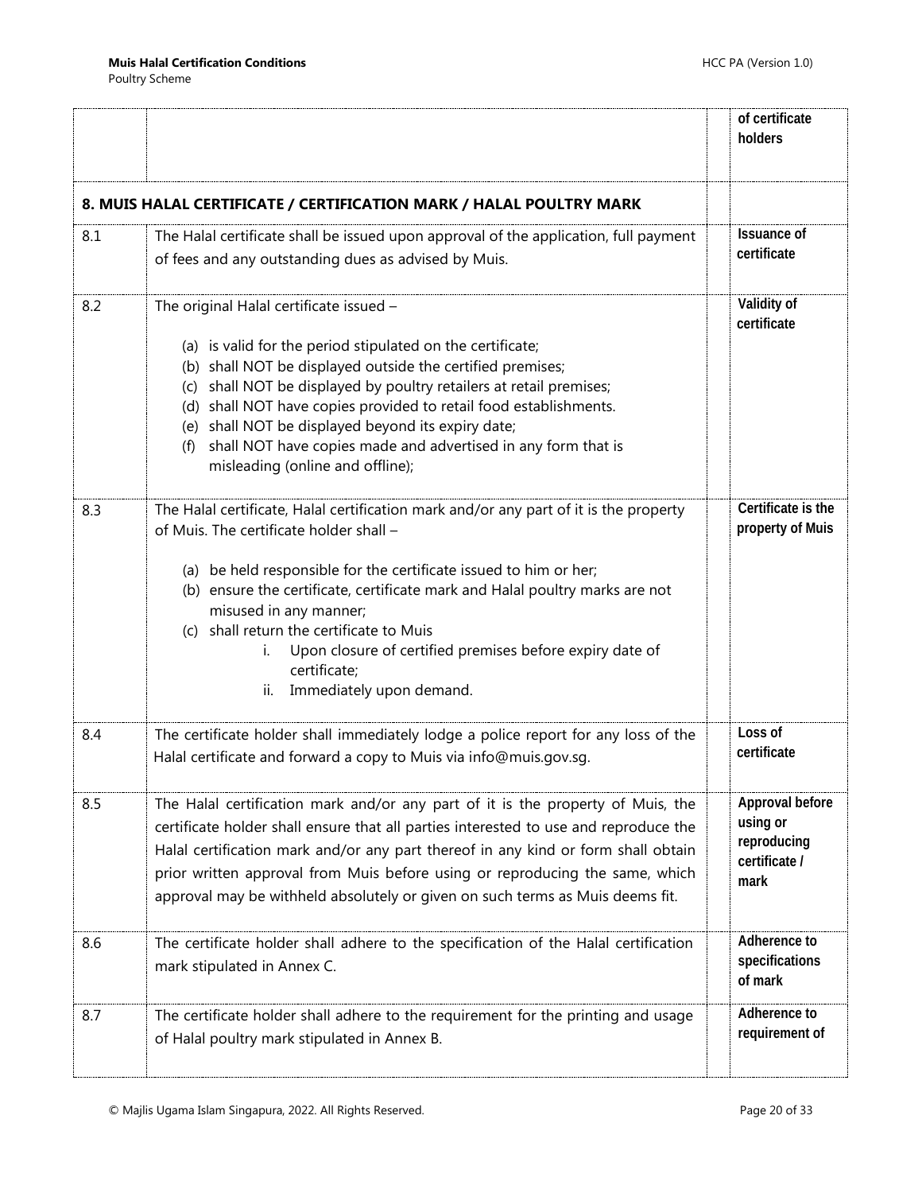| | | | |
|---|---|---|---|
| | | | of certificate holders |
| **8. MUIS HALAL CERTIFICATE / CERTIFICATION MARK / HALAL POULTRY MARK** | | | |
| 8.1 | The Halal certificate shall be issued upon approval of the application, full payment of fees and any outstanding dues as advised by Muis. | | **Issuance of certificate** |
| 8.2 | The original Halal certificate issued –<br><br>(a) is valid for the period stipulated on the certificate;<br>(b) shall NOT be displayed outside the certified premises;<br>(c) shall NOT be displayed by poultry retailers at retail premises;<br>(d) shall NOT have copies provided to retail food establishments.<br>(e) shall NOT be displayed beyond its expiry date;<br>(f) shall NOT have copies made and advertised in any form that is misleading (online and offline); | | **Validity of certificate** |
| 8.3 | The Halal certificate, Halal certification mark and/or any part of it is the property of Muis. The certificate holder shall –<br><br>(a) be held responsible for the certificate issued to him or her;<br>(b) ensure the certificate, certificate mark and Halal poultry marks are not misused in any manner;<br>(c) shall return the certificate to Muis<br>&nbsp;&nbsp;&nbsp;&nbsp;i. Upon closure of certified premises before expiry date of certificate;<br>&nbsp;&nbsp;&nbsp;&nbsp;ii. Immediately upon demand. | | **Certificate is the property of Muis** |
| 8.4 | The certificate holder shall immediately lodge a police report for any loss of the Halal certificate and forward a copy to Muis via info@muis.gov.sg. | | **Loss of certificate** |
| 8.5 | The Halal certification mark and/or any part of it is the property of Muis, the certificate holder shall ensure that all parties interested to use and reproduce the Halal certification mark and/or any part thereof in any kind or form shall obtain prior written approval from Muis before using or reproducing the same, which approval may be withheld absolutely or given on such terms as Muis deems fit. | | **Approval before using or reproducing certificate / mark** |
| 8.6 | The certificate holder shall adhere to the specification of the Halal certification mark stipulated in Annex C. | | **Adherence to specifications of mark** |
| 8.7 | The certificate holder shall adhere to the requirement for the printing and usage of Halal poultry mark stipulated in Annex B. | | **Adherence to requirement of** |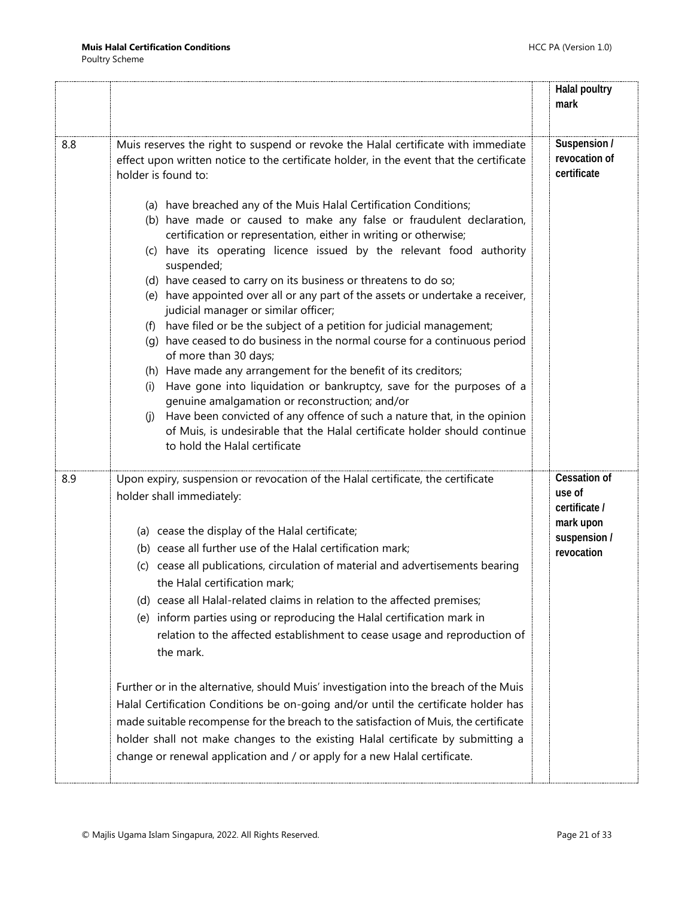| | | | |
|---|---|---|---|
| | | | **Halal poultry mark** |
| 8.8 | Muis reserves the right to suspend or revoke the Halal certificate with immediate effect upon written notice to the certificate holder, in the event that the certificate holder is found to:<br><br>(a) have breached any of the Muis Halal Certification Conditions;<br>(b) have made or caused to make any false or fraudulent declaration, certification or representation, either in writing or otherwise;<br>(c) have its operating licence issued by the relevant food authority suspended;<br>(d) have ceased to carry on its business or threatens to do so;<br>(e) have appointed over all or any part of the assets or undertake a receiver, judicial manager or similar officer;<br>(f) have filed or be the subject of a petition for judicial management;<br>(g) have ceased to do business in the normal course for a continuous period of more than 30 days;<br>(h) Have made any arrangement for the benefit of its creditors;<br>(i) Have gone into liquidation or bankruptcy, save for the purposes of a genuine amalgamation or reconstruction; and/or<br>(j) Have been convicted of any offence of such a nature that, in the opinion of Muis, is undesirable that the Halal certificate holder should continue to hold the Halal certificate | | **Suspension / revocation of certificate** |
| 8.9 | Upon expiry, suspension or revocation of the Halal certificate, the certificate holder shall immediately:<br><br>(a) cease the display of the Halal certificate;<br>(b) cease all further use of the Halal certification mark;<br>(c) cease all publications, circulation of material and advertisements bearing the Halal certification mark;<br>(d) cease all Halal-related claims in relation to the affected premises;<br>(e) inform parties using or reproducing the Halal certification mark in relation to the affected establishment to cease usage and reproduction of the mark.<br><br>Further or in the alternative, should Muis' investigation into the breach of the Muis Halal Certification Conditions be on-going and/or until the certificate holder has made suitable recompense for the breach to the satisfaction of Muis, the certificate holder shall not make changes to the existing Halal certificate by submitting a change or renewal application and / or apply for a new Halal certificate. | | **Cessation of use of certificate / mark upon suspension / revocation** |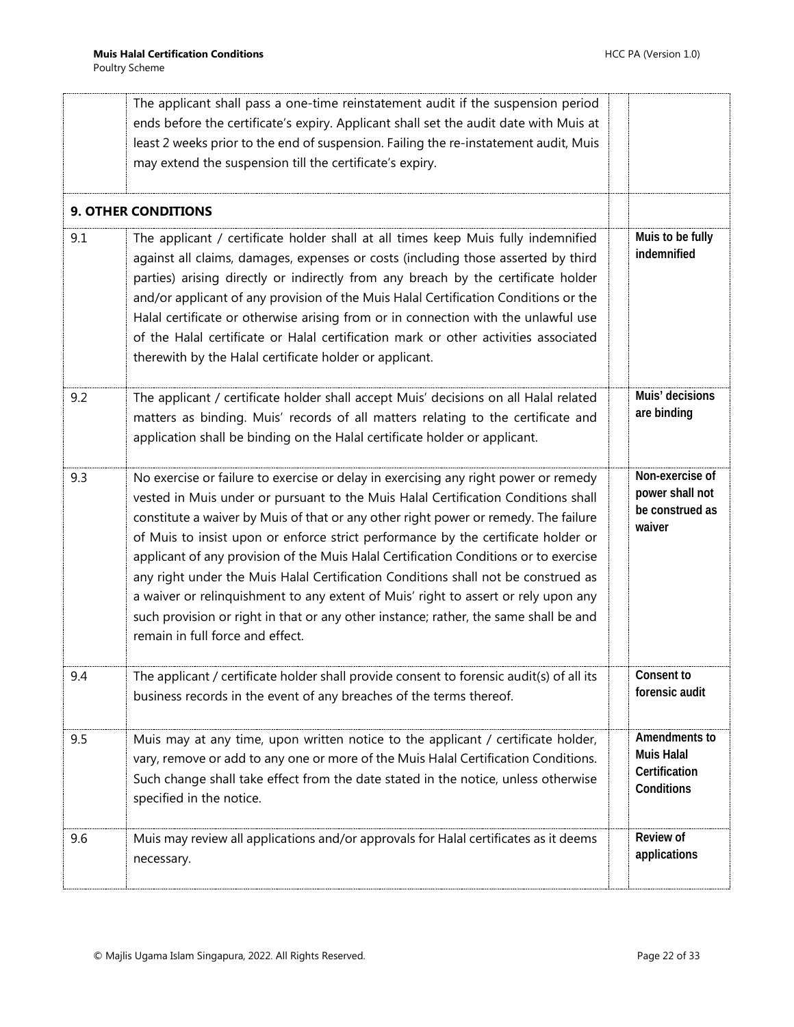| | | | |
|---|---|---|---|
| | The applicant shall pass a one-time reinstatement audit if the suspension period ends before the certificate's expiry. Applicant shall set the audit date with Muis at least 2 weeks prior to the end of suspension. Failing the re-instatement audit, Muis may extend the suspension till the certificate's expiry. | | |
| **9. OTHER CONDITIONS** | | | |
| 9.1 | The applicant / certificate holder shall at all times keep Muis fully indemnified against all claims, damages, expenses or costs (including those asserted by third parties) arising directly or indirectly from any breach by the certificate holder and/or applicant of any provision of the Muis Halal Certification Conditions or the Halal certificate or otherwise arising from or in connection with the unlawful use of the Halal certificate or Halal certification mark or other activities associated therewith by the Halal certificate holder or applicant. | | **Muis to be fully indemnified** |
| 9.2 | The applicant / certificate holder shall accept Muis' decisions on all Halal related matters as binding. Muis' records of all matters relating to the certificate and application shall be binding on the Halal certificate holder or applicant. | | **Muis' decisions are binding** |
| 9.3 | No exercise or failure to exercise or delay in exercising any right power or remedy vested in Muis under or pursuant to the Muis Halal Certification Conditions shall constitute a waiver by Muis of that or any other right power or remedy. The failure of Muis to insist upon or enforce strict performance by the certificate holder or applicant of any provision of the Muis Halal Certification Conditions or to exercise any right under the Muis Halal Certification Conditions shall not be construed as a waiver or relinquishment to any extent of Muis' right to assert or rely upon any such provision or right in that or any other instance; rather, the same shall be and remain in full force and effect. | | **Non-exercise of power shall not be construed as waiver** |
| 9.4 | The applicant / certificate holder shall provide consent to forensic audit(s) of all its business records in the event of any breaches of the terms thereof. | | **Consent to forensic audit** |
| 9.5 | Muis may at any time, upon written notice to the applicant / certificate holder, vary, remove or add to any one or more of the Muis Halal Certification Conditions. Such change shall take effect from the date stated in the notice, unless otherwise specified in the notice. | | **Amendments to Muis Halal Certification Conditions** |
| 9.6 | Muis may review all applications and/or approvals for Halal certificates as it deems necessary. | | **Review of applications** |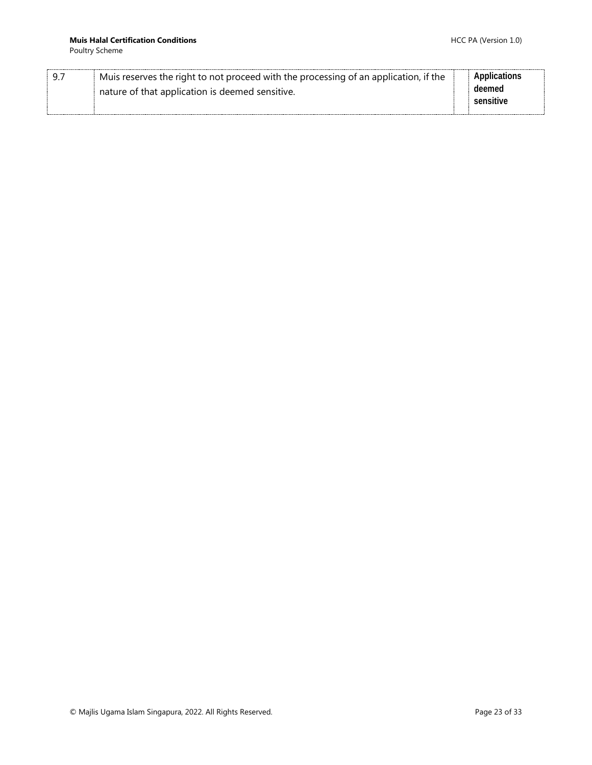| 9.7 | Muis reserves the right to not proceed with the processing of an application, if the nature of that application is deemed sensitive. | | **Applications deemed sensitive** |
|---|---|---|---|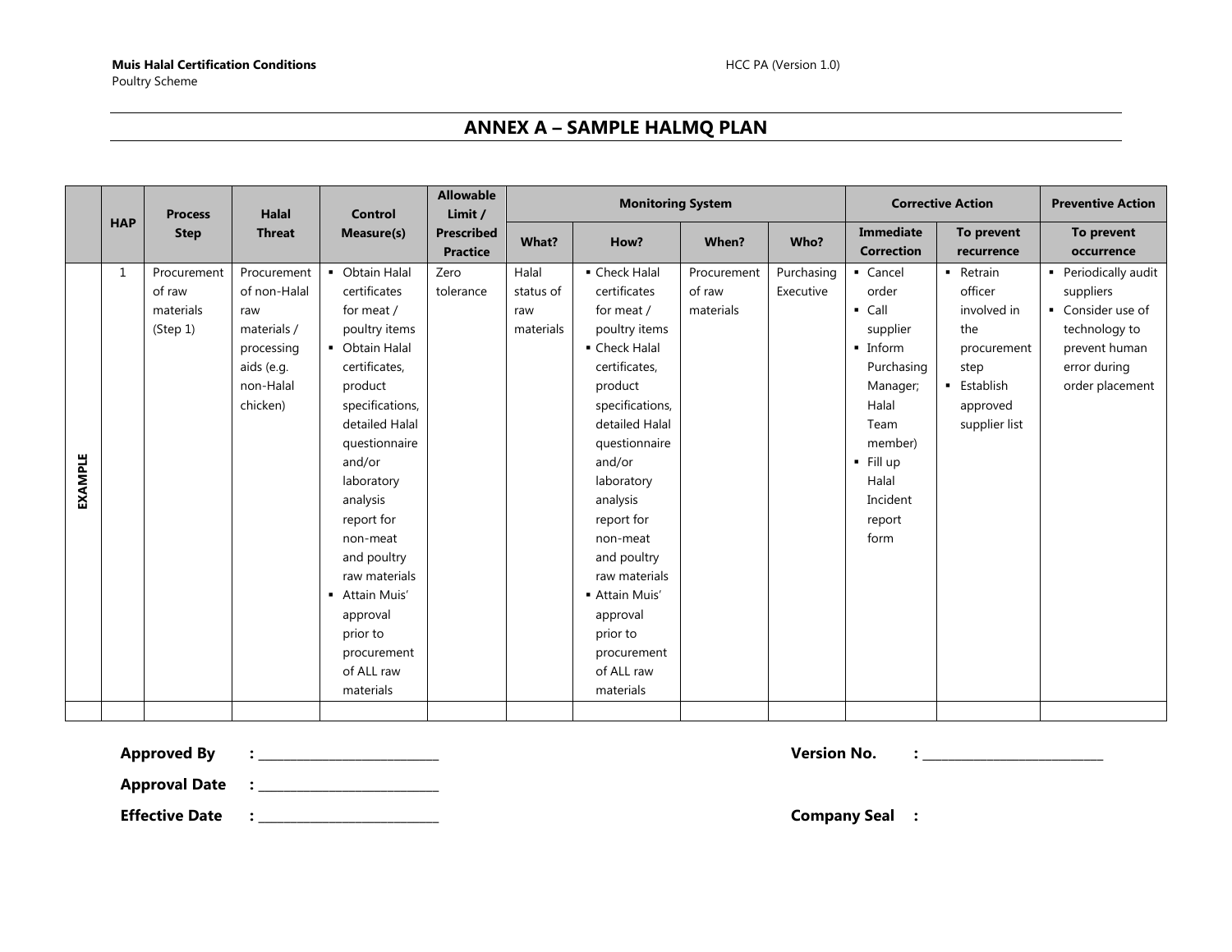## ANNEX A – SAMPLE HALMQ PLAN

| | HAP | Process Step | Halal Threat | Control Measure(s) | Allowable Limit / Prescribed Practice | Monitoring System | | | | Corrective Action | | Preventive Action |
|---|---|---|---|---|---|---|---|---|---|---|---|---|
| | | | | | | What? | How? | When? | Who? | Immediate Correction | To prevent recurrence | To prevent occurrence |
| EXAMPLE | 1 | Procurement of raw materials (Step 1) | Procurement of non-Halal raw materials / processing aids (e.g. non-Halal chicken) | ▪ Obtain Halal certificates for meat / poultry items<br>▪ Obtain Halal certificates, product specifications, detailed Halal questionnaire and/or laboratory analysis report for non-meat and poultry raw materials<br>▪ Attain Muis' approval prior to procurement of ALL raw materials | Zero tolerance | Halal status of raw materials | ▪ Check Halal certificates for meat / poultry items<br>▪ Check Halal certificates, product specifications, detailed Halal questionnaire and/or laboratory analysis report for non-meat and poultry raw materials<br>▪ Attain Muis' approval prior to procurement of ALL raw materials | Procurement of raw materials | Purchasing Executive | ▪ Cancel order<br>▪ Call supplier<br>▪ Inform Purchasing Manager; Halal Team member)<br>▪ Fill up Halal Incident report form | ▪ Retrain officer involved in the procurement step<br>▪ Establish approved supplier list | ▪ Periodically audit suppliers<br>▪ Consider use of technology to prevent human error during order placement |
| | | | | | | | | | | | | |

**Approved By** : ___________________________

**Approval Date** : ___________________________

**Effective Date** : ___________________________

**Version No.** : ___________________________

**Company Seal** :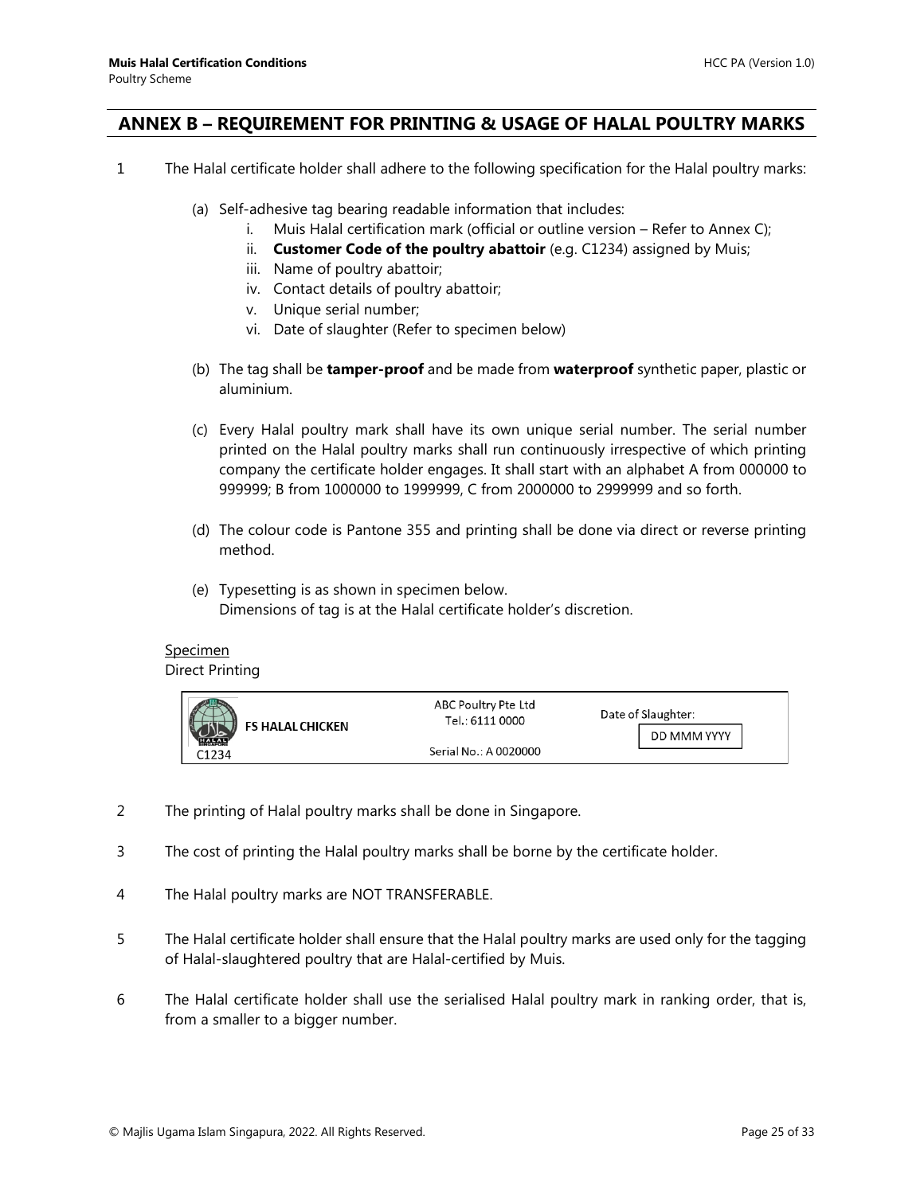## ANNEX B – REQUIREMENT FOR PRINTING & USAGE OF HALAL POULTRY MARKS

1 The Halal certificate holder shall adhere to the following specification for the Halal poultry marks:

   (a) Self-adhesive tag bearing readable information that includes:
      i. Muis Halal certification mark (official or outline version – Refer to Annex C);
      ii. **Customer Code of the poultry abattoir** (e.g. C1234) assigned by Muis;
      iii. Name of poultry abattoir;
      iv. Contact details of poultry abattoir;
      v. Unique serial number;
      vi. Date of slaughter (Refer to specimen below)

   (b) The tag shall be **tamper-proof** and be made from **waterproof** synthetic paper, plastic or aluminium.

   (c) Every Halal poultry mark shall have its own unique serial number. The serial number printed on the Halal poultry marks shall run continuously irrespective of which printing company the certificate holder engages. It shall start with an alphabet A from 000000 to 999999; B from 1000000 to 1999999, C from 2000000 to 2999999 and so forth.

   (d) The colour code is Pantone 355 and printing shall be done via direct or reverse printing method.

   (e) Typesetting is as shown in specimen below.
   Dimensions of tag is at the Halal certificate holder's discretion.

<u>Specimen</u>
Direct Printing

| HALAL SINGAPORE C1234 **FS HALAL CHICKEN** | ABC Poultry Pte Ltd Tel.: 6111 0000 Serial No.: A 0020000 | Date of Slaughter: DD MMM YYYY |
|---|---|---|

2 The printing of Halal poultry marks shall be done in Singapore.

3 The cost of printing the Halal poultry marks shall be borne by the certificate holder.

4 The Halal poultry marks are NOT TRANSFERABLE.

5 The Halal certificate holder shall ensure that the Halal poultry marks are used only for the tagging of Halal-slaughtered poultry that are Halal-certified by Muis.

6 The Halal certificate holder shall use the serialised Halal poultry mark in ranking order, that is, from a smaller to a bigger number.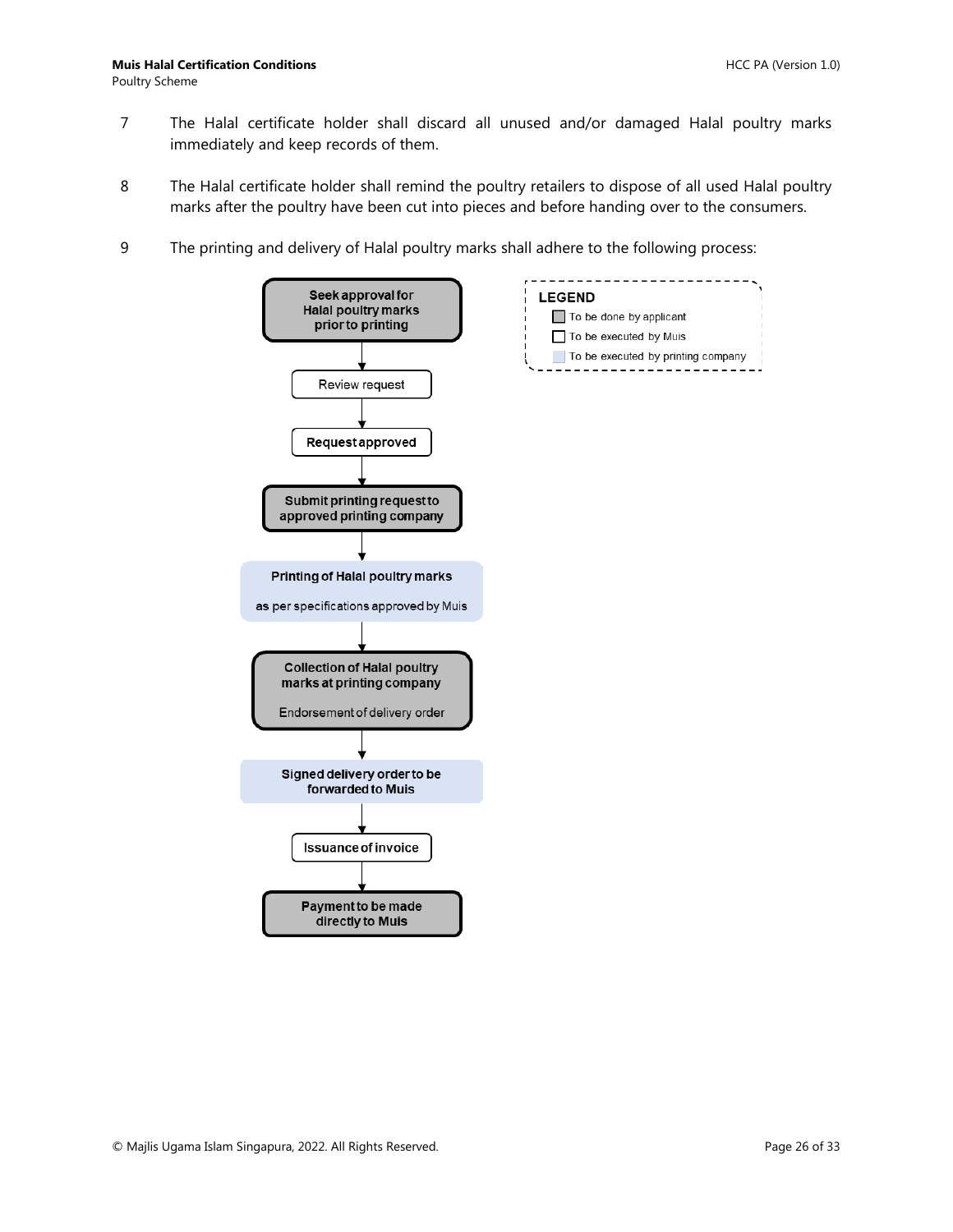7 The Halal certificate holder shall discard all unused and/or damaged Halal poultry marks immediately and keep records of them.

8 The Halal certificate holder shall remind the poultry retailers to dispose of all used Halal poultry marks after the poultry have been cut into pieces and before handing over to the consumers.

9 The printing and delivery of Halal poultry marks shall adhere to the following process:

**LEGEND**
- To be done by applicant
- To be executed by Muis
- To be executed by printing company

1. **Seek approval for Halal poultry marks prior to printing**
2. Review request
3. **Request approved**
4. **Submit printing request to approved printing company**
5. **Printing of Halal poultry marks** as per specifications approved by Muis
6. **Collection of Halal poultry marks at printing company** – Endorsement of delivery order
7. **Signed delivery order to be forwarded to Muis**
8. **Issuance of invoice**
9. **Payment to be made directly to Muis**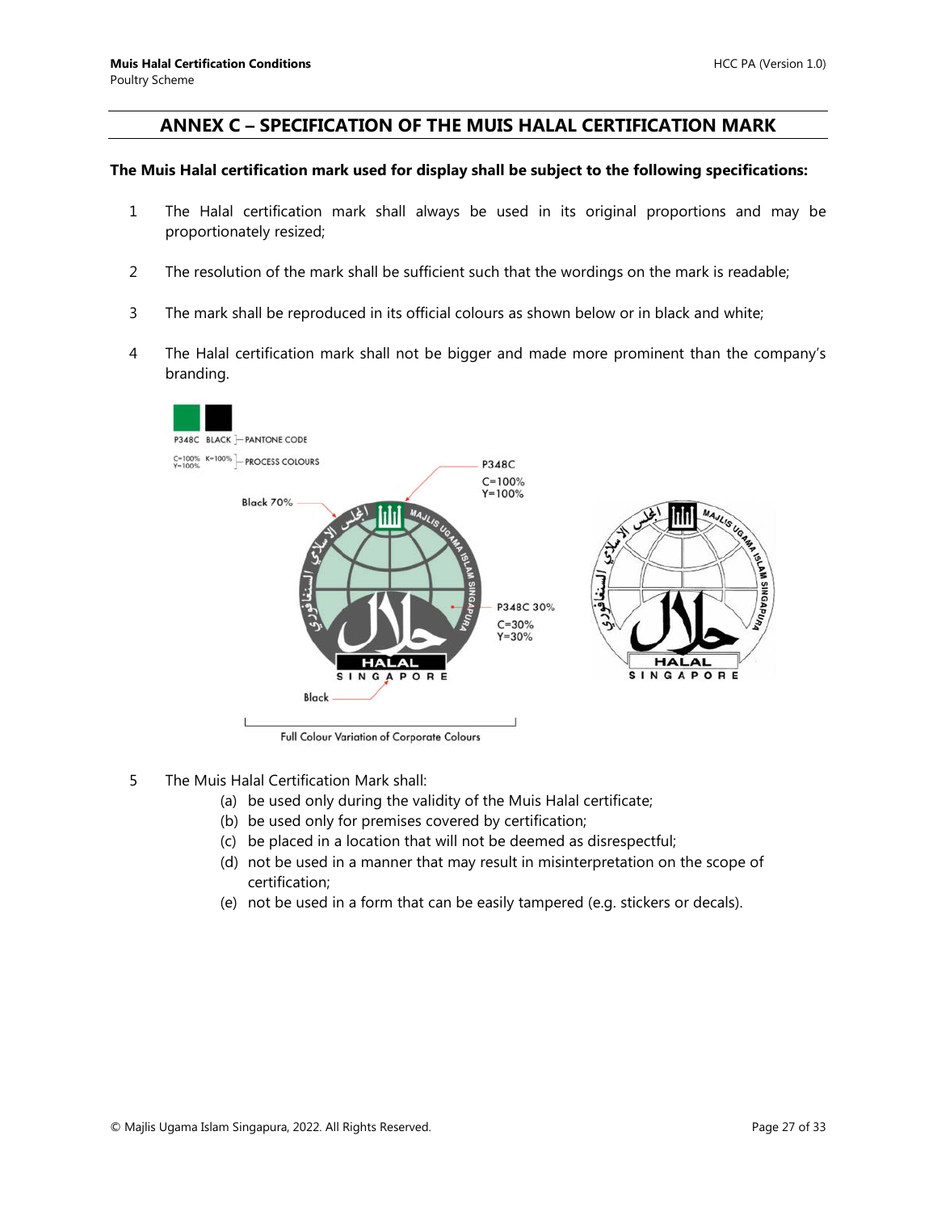## ANNEX C – SPECIFICATION OF THE MUIS HALAL CERTIFICATION MARK

**The Muis Halal certification mark used for display shall be subject to the following specifications:**

1. The Halal certification mark shall always be used in its original proportions and may be proportionately resized;
2. The resolution of the mark shall be sufficient such that the wordings on the mark is readable;
3. The mark shall be reproduced in its official colours as shown below or in black and white;
4. The Halal certification mark shall not be bigger and made more prominent than the company's branding.

Full Colour Variation of Corporate Colours

5. The Muis Halal Certification Mark shall:
   - (a) be used only during the validity of the Muis Halal certificate;
   - (b) be used only for premises covered by certification;
   - (c) be placed in a location that will not be deemed as disrespectful;
   - (d) not be used in a manner that may result in misinterpretation on the scope of certification;
   - (e) not be used in a form that can be easily tampered (e.g. stickers or decals).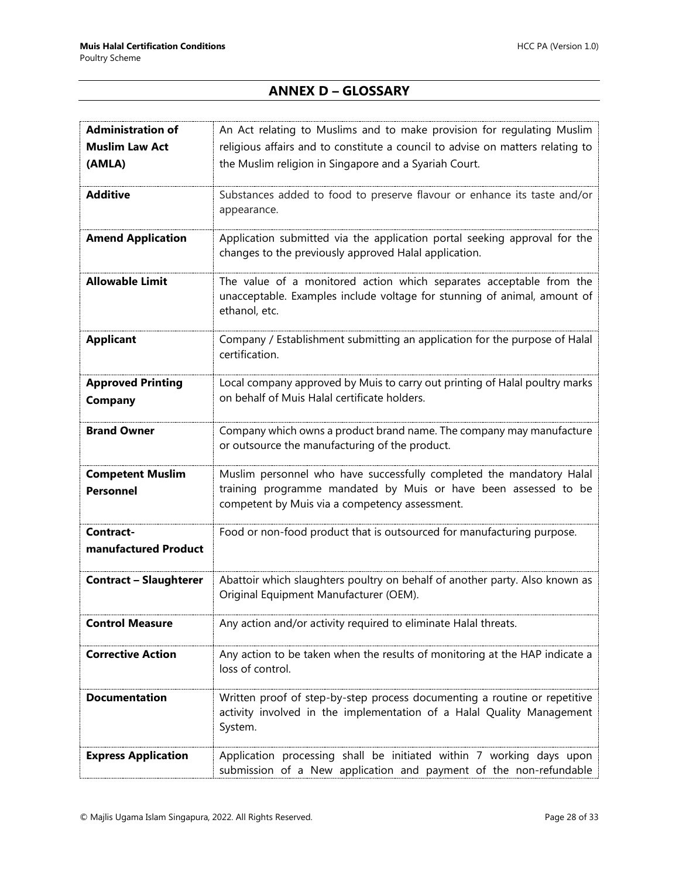## ANNEX D – GLOSSARY

| Term | Definition |
|---|---|
| **Administration of Muslim Law Act (AMLA)** | An Act relating to Muslims and to make provision for regulating Muslim religious affairs and to constitute a council to advise on matters relating to the Muslim religion in Singapore and a Syariah Court. |
| **Additive** | Substances added to food to preserve flavour or enhance its taste and/or appearance. |
| **Amend Application** | Application submitted via the application portal seeking approval for the changes to the previously approved Halal application. |
| **Allowable Limit** | The value of a monitored action which separates acceptable from the unacceptable. Examples include voltage for stunning of animal, amount of ethanol, etc. |
| **Applicant** | Company / Establishment submitting an application for the purpose of Halal certification. |
| **Approved Printing Company** | Local company approved by Muis to carry out printing of Halal poultry marks on behalf of Muis Halal certificate holders. |
| **Brand Owner** | Company which owns a product brand name. The company may manufacture or outsource the manufacturing of the product. |
| **Competent Muslim Personnel** | Muslim personnel who have successfully completed the mandatory Halal training programme mandated by Muis or have been assessed to be competent by Muis via a competency assessment. |
| **Contract-manufactured Product** | Food or non-food product that is outsourced for manufacturing purpose. |
| **Contract – Slaughterer** | Abattoir which slaughters poultry on behalf of another party. Also known as Original Equipment Manufacturer (OEM). |
| **Control Measure** | Any action and/or activity required to eliminate Halal threats. |
| **Corrective Action** | Any action to be taken when the results of monitoring at the HAP indicate a loss of control. |
| **Documentation** | Written proof of step-by-step process documenting a routine or repetitive activity involved in the implementation of a Halal Quality Management System. |
| **Express Application** | Application processing shall be initiated within 7 working days upon submission of a New application and payment of the non-refundable |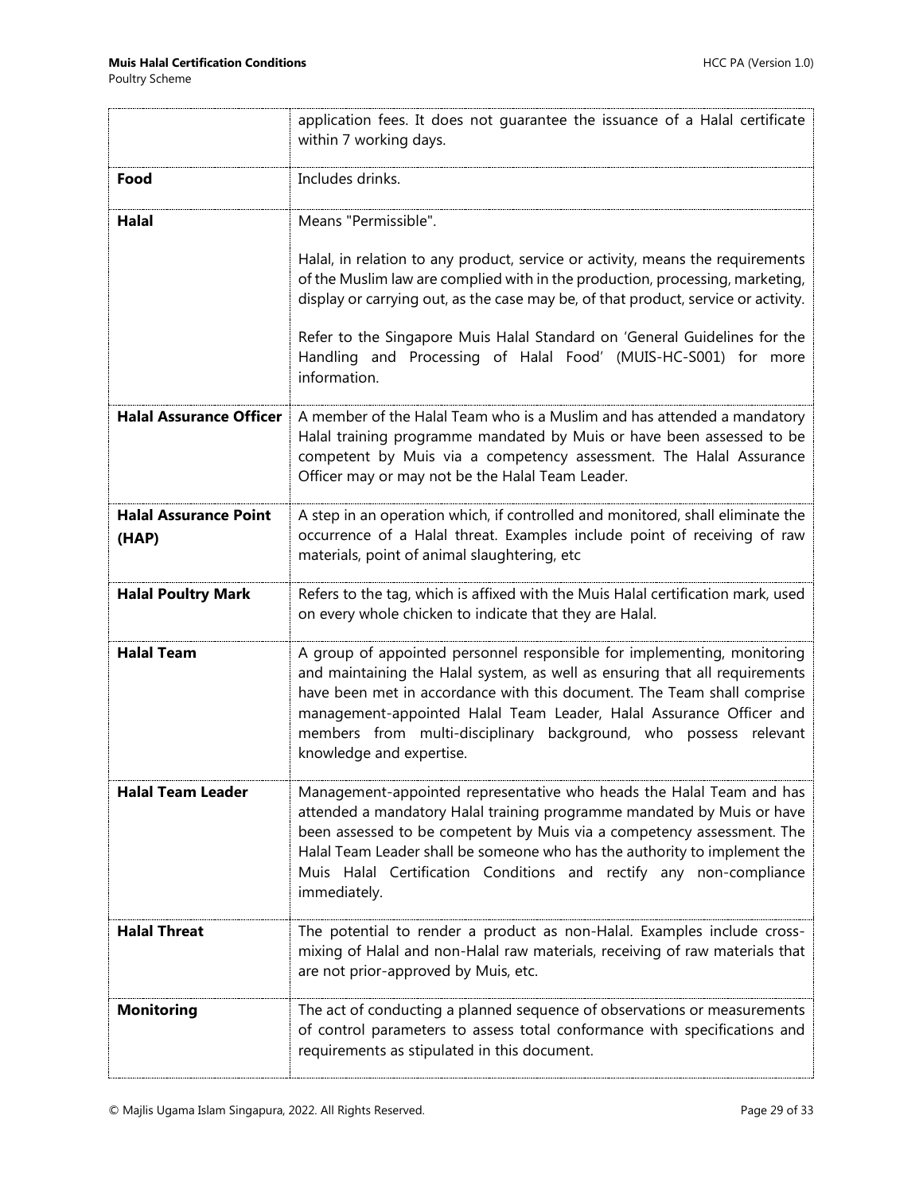| | |
|---|---|
| | application fees. It does not guarantee the issuance of a Halal certificate within 7 working days. |
| **Food** | Includes drinks. |
| **Halal** | Means "Permissible".<br><br>Halal, in relation to any product, service or activity, means the requirements of the Muslim law are complied with in the production, processing, marketing, display or carrying out, as the case may be, of that product, service or activity.<br><br>Refer to the Singapore Muis Halal Standard on 'General Guidelines for the Handling and Processing of Halal Food' (MUIS-HC-S001) for more information. |
| **Halal Assurance Officer** | A member of the Halal Team who is a Muslim and has attended a mandatory Halal training programme mandated by Muis or have been assessed to be competent by Muis via a competency assessment. The Halal Assurance Officer may or may not be the Halal Team Leader. |
| **Halal Assurance Point (HAP)** | A step in an operation which, if controlled and monitored, shall eliminate the occurrence of a Halal threat. Examples include point of receiving of raw materials, point of animal slaughtering, etc |
| **Halal Poultry Mark** | Refers to the tag, which is affixed with the Muis Halal certification mark, used on every whole chicken to indicate that they are Halal. |
| **Halal Team** | A group of appointed personnel responsible for implementing, monitoring and maintaining the Halal system, as well as ensuring that all requirements have been met in accordance with this document. The Team shall comprise management-appointed Halal Team Leader, Halal Assurance Officer and members from multi-disciplinary background, who possess relevant knowledge and expertise. |
| **Halal Team Leader** | Management-appointed representative who heads the Halal Team and has attended a mandatory Halal training programme mandated by Muis or have been assessed to be competent by Muis via a competency assessment. The Halal Team Leader shall be someone who has the authority to implement the Muis Halal Certification Conditions and rectify any non-compliance immediately. |
| **Halal Threat** | The potential to render a product as non-Halal. Examples include cross-mixing of Halal and non-Halal raw materials, receiving of raw materials that are not prior-approved by Muis, etc. |
| **Monitoring** | The act of conducting a planned sequence of observations or measurements of control parameters to assess total conformance with specifications and requirements as stipulated in this document. |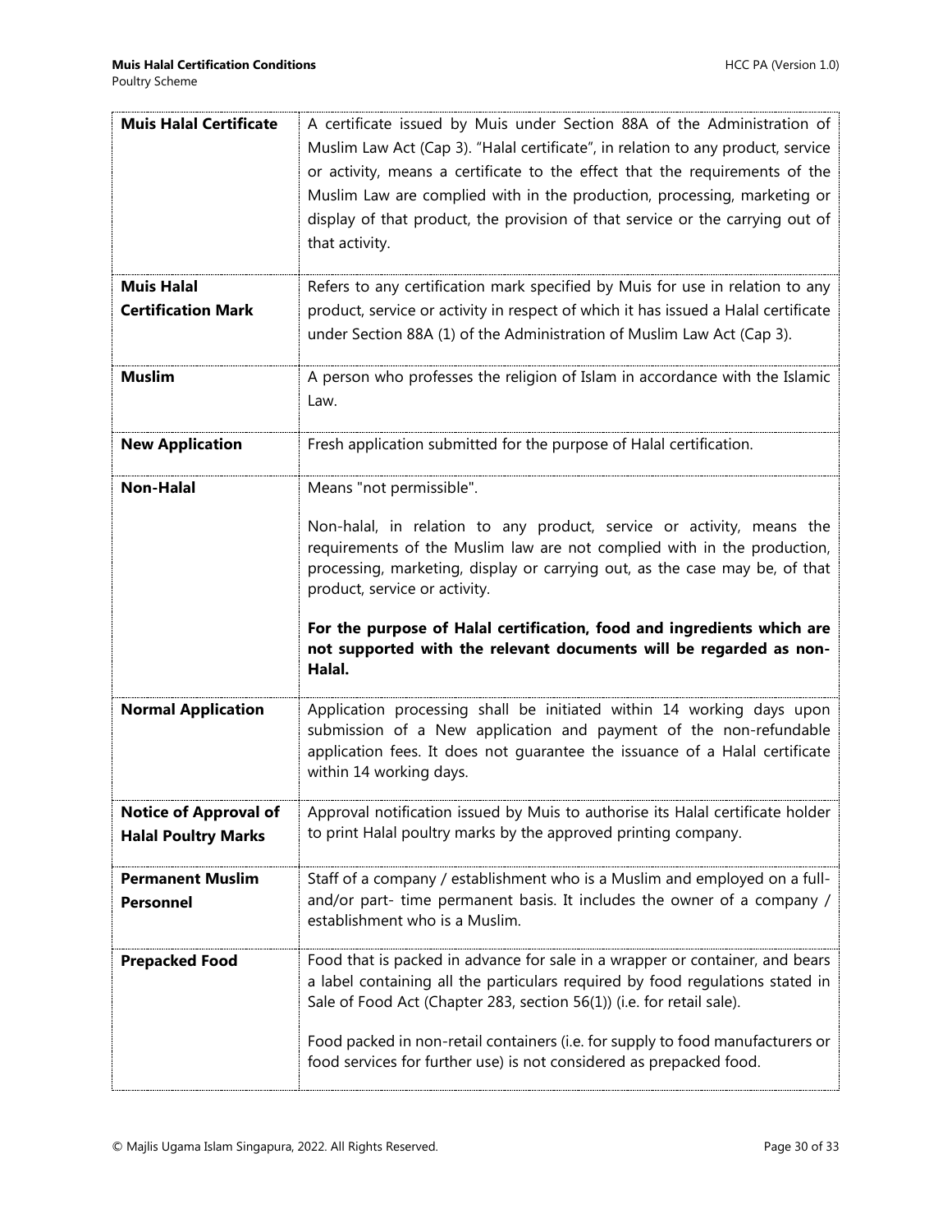| | |
|---|---|
| **Muis Halal Certificate** | A certificate issued by Muis under Section 88A of the Administration of Muslim Law Act (Cap 3). "Halal certificate", in relation to any product, service or activity, means a certificate to the effect that the requirements of the Muslim Law are complied with in the production, processing, marketing or display of that product, the provision of that service or the carrying out of that activity. |
| **Muis Halal Certification Mark** | Refers to any certification mark specified by Muis for use in relation to any product, service or activity in respect of which it has issued a Halal certificate under Section 88A (1) of the Administration of Muslim Law Act (Cap 3). |
| **Muslim** | A person who professes the religion of Islam in accordance with the Islamic Law. |
| **New Application** | Fresh application submitted for the purpose of Halal certification. |
| **Non-Halal** | Means "not permissible".<br><br>Non-halal, in relation to any product, service or activity, means the requirements of the Muslim law are not complied with in the production, processing, marketing, display or carrying out, as the case may be, of that product, service or activity.<br><br>**For the purpose of Halal certification, food and ingredients which are not supported with the relevant documents will be regarded as non-Halal.** |
| **Normal Application** | Application processing shall be initiated within 14 working days upon submission of a New application and payment of the non-refundable application fees. It does not guarantee the issuance of a Halal certificate within 14 working days. |
| **Notice of Approval of Halal Poultry Marks** | Approval notification issued by Muis to authorise its Halal certificate holder to print Halal poultry marks by the approved printing company. |
| **Permanent Muslim Personnel** | Staff of a company / establishment who is a Muslim and employed on a full- and/or part- time permanent basis. It includes the owner of a company / establishment who is a Muslim. |
| **Prepacked Food** | Food that is packed in advance for sale in a wrapper or container, and bears a label containing all the particulars required by food regulations stated in Sale of Food Act (Chapter 283, section 56(1)) (i.e. for retail sale).<br><br>Food packed in non-retail containers (i.e. for supply to food manufacturers or food services for further use) is not considered as prepacked food. |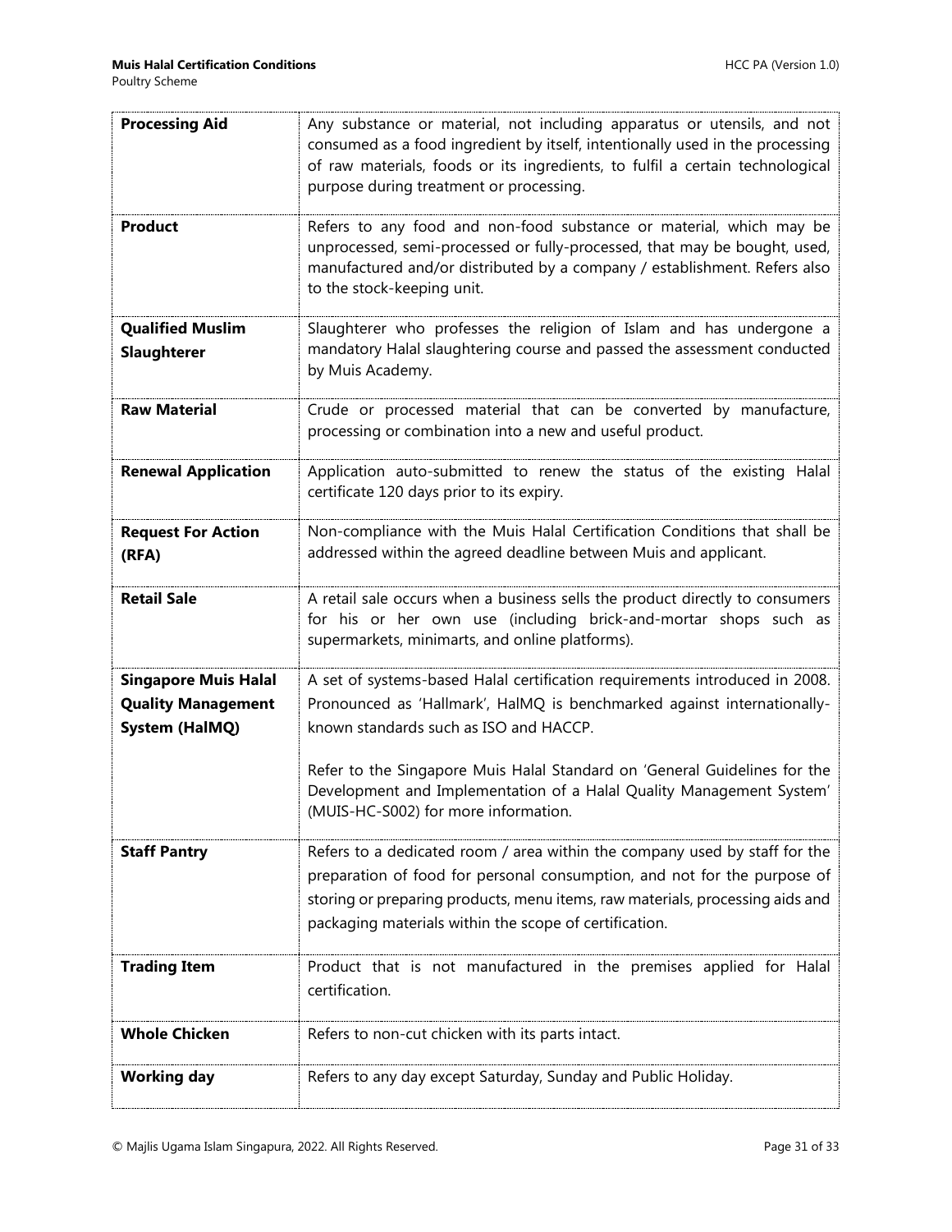| | |
|---|---|
| **Processing Aid** | Any substance or material, not including apparatus or utensils, and not consumed as a food ingredient by itself, intentionally used in the processing of raw materials, foods or its ingredients, to fulfil a certain technological purpose during treatment or processing. |
| **Product** | Refers to any food and non-food substance or material, which may be unprocessed, semi-processed or fully-processed, that may be bought, used, manufactured and/or distributed by a company / establishment. Refers also to the stock-keeping unit. |
| **Qualified Muslim Slaughterer** | Slaughterer who professes the religion of Islam and has undergone a mandatory Halal slaughtering course and passed the assessment conducted by Muis Academy. |
| **Raw Material** | Crude or processed material that can be converted by manufacture, processing or combination into a new and useful product. |
| **Renewal Application** | Application auto-submitted to renew the status of the existing Halal certificate 120 days prior to its expiry. |
| **Request For Action (RFA)** | Non-compliance with the Muis Halal Certification Conditions that shall be addressed within the agreed deadline between Muis and applicant. |
| **Retail Sale** | A retail sale occurs when a business sells the product directly to consumers for his or her own use (including brick-and-mortar shops such as supermarkets, minimarts, and online platforms). |
| **Singapore Muis Halal Quality Management System (HalMQ)** | A set of systems-based Halal certification requirements introduced in 2008. Pronounced as 'Hallmark', HalMQ is benchmarked against internationally-known standards such as ISO and HACCP.<br><br>Refer to the Singapore Muis Halal Standard on 'General Guidelines for the Development and Implementation of a Halal Quality Management System' (MUIS-HC-S002) for more information. |
| **Staff Pantry** | Refers to a dedicated room / area within the company used by staff for the preparation of food for personal consumption, and not for the purpose of storing or preparing products, menu items, raw materials, processing aids and packaging materials within the scope of certification. |
| **Trading Item** | Product that is not manufactured in the premises applied for Halal certification. |
| **Whole Chicken** | Refers to non-cut chicken with its parts intact. |
| **Working day** | Refers to any day except Saturday, Sunday and Public Holiday. |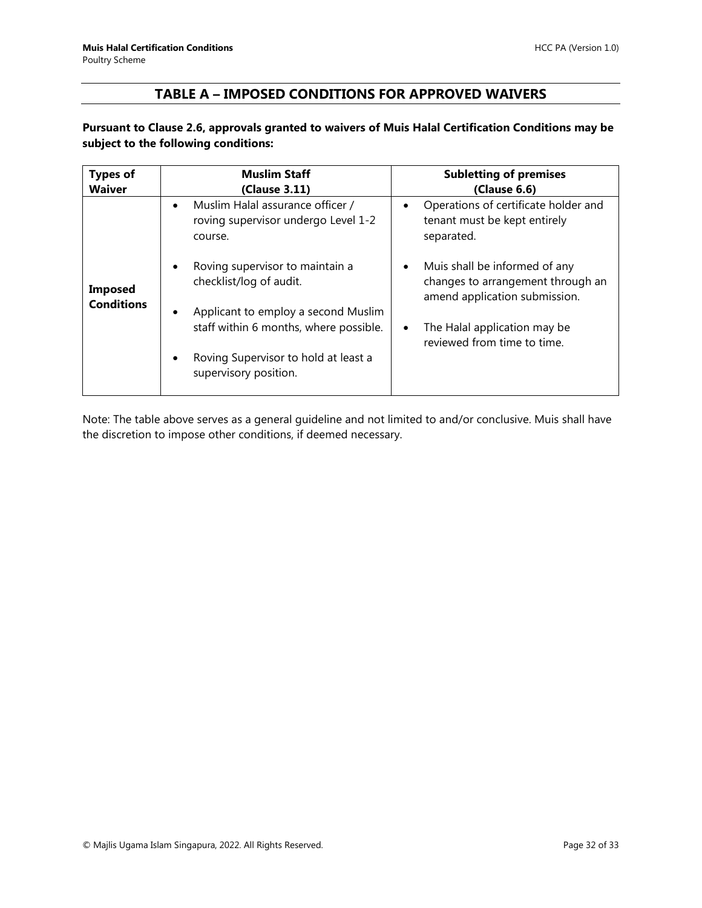## TABLE A – IMPOSED CONDITIONS FOR APPROVED WAIVERS

**Pursuant to Clause 2.6, approvals granted to waivers of Muis Halal Certification Conditions may be subject to the following conditions:**

| **Types of Waiver** | **Muslim Staff (Clause 3.11)** | **Subletting of premises (Clause 6.6)** |
|---|---|---|
| **Imposed Conditions** | • Muslim Halal assurance officer / roving supervisor undergo Level 1-2 course.<br>• Roving supervisor to maintain a checklist/log of audit.<br>• Applicant to employ a second Muslim staff within 6 months, where possible.<br>• Roving Supervisor to hold at least a supervisory position. | • Operations of certificate holder and tenant must be kept entirely separated.<br>• Muis shall be informed of any changes to arrangement through an amend application submission.<br>• The Halal application may be reviewed from time to time. |

Note: The table above serves as a general guideline and not limited to and/or conclusive. Muis shall have the discretion to impose other conditions, if deemed necessary.